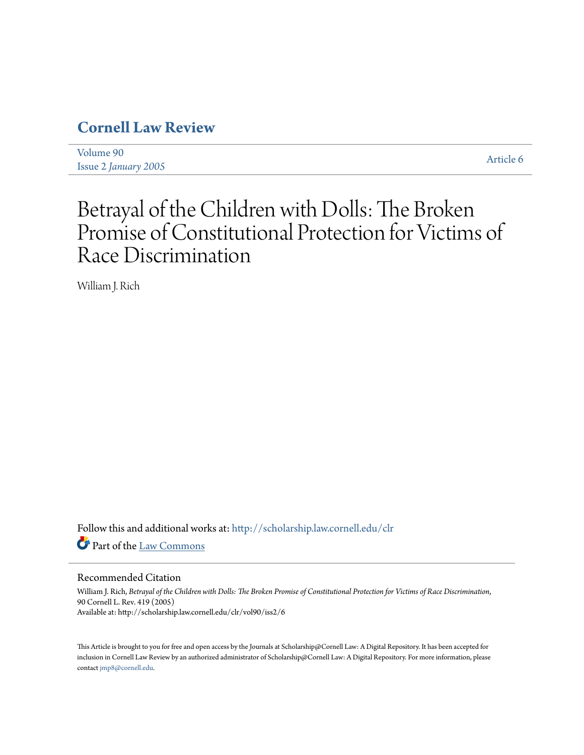# Cornell Law Review

Volume 90
Issue 2 *January 2005*

Article 6

# Betrayal of the Children with Dolls: The Broken Promise of Constitutional Protection for Victims of Race Discrimination

William J. Rich

Follow this and additional works at: http://scholarship.law.cornell.edu/clr

Part of the Law Commons

## Recommended Citation

William J. Rich, *Betrayal of the Children with Dolls: The Broken Promise of Constitutional Protection for Victims of Race Discrimination*, 90 Cornell L. Rev. 419 (2005)
Available at: http://scholarship.law.cornell.edu/clr/vol90/iss2/6

This Article is brought to you for free and open access by the Journals at Scholarship@Cornell Law: A Digital Repository. It has been accepted for inclusion in Cornell Law Review by an authorized administrator of Scholarship@Cornell Law: A Digital Repository. For more information, please contact jmp8@cornell.edu.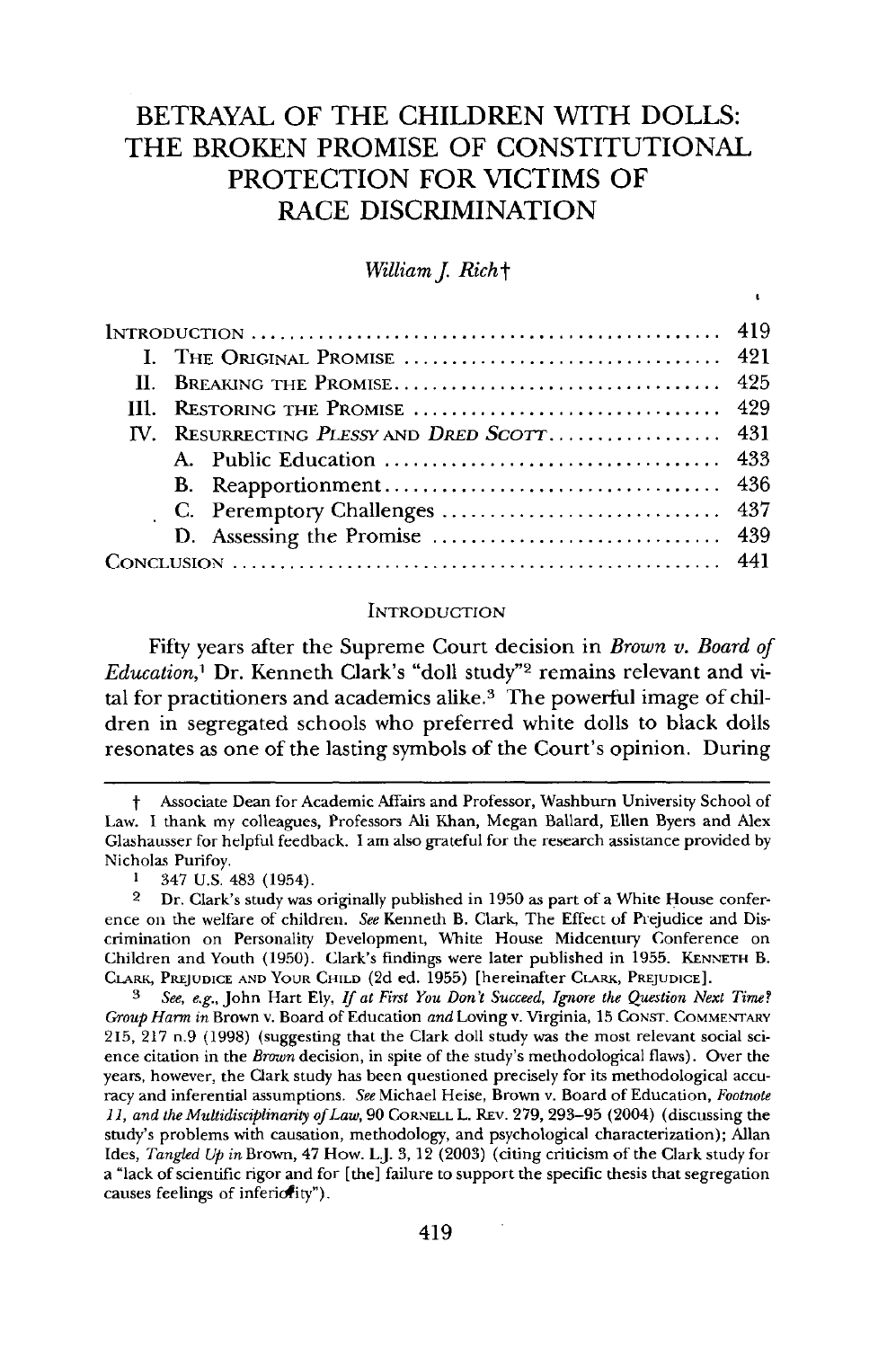# BETRAYAL OF THE CHILDREN WITH DOLLS: THE BROKEN PROMISE OF CONSTITUTIONAL PROTECTION FOR VICTIMS OF RACE DISCRIMINATION

*William J. Rich*†

| | |
|---|---|
| INTRODUCTION | 419 |
| I. THE ORIGINAL PROMISE | 421 |
| II. BREAKING THE PROMISE | 425 |
| III. RESTORING THE PROMISE | 429 |
| IV. RESURRECTING *PLESSY* AND *DRED SCOTT* | 431 |
| A. Public Education | 433 |
| B. Reapportionment | 436 |
| C. Peremptory Challenges | 437 |
| D. Assessing the Promise | 439 |
| CONCLUSION | 441 |

## INTRODUCTION

Fifty years after the Supreme Court decision in *Brown v. Board of Education*,[1] Dr. Kenneth Clark's "doll study"[2] remains relevant and vital for practitioners and academics alike.[3] The powerful image of children in segregated schools who preferred white dolls to black dolls resonates as one of the lasting symbols of the Court's opinion. During

---

† Associate Dean for Academic Affairs and Professor, Washburn University School of Law. I thank my colleagues, Professors Ali Khan, Megan Ballard, Ellen Byers and Alex Glashausser for helpful feedback. I am also grateful for the research assistance provided by Nicholas Purifoy.

[1] 347 U.S. 483 (1954).

[2] Dr. Clark's study was originally published in 1950 as part of a White House conference on the welfare of children. *See* Kenneth B. Clark, The Effect of Prejudice and Discrimination on Personality Development, White House Midcentury Conference on Children and Youth (1950). Clark's findings were later published in 1955. KENNETH B. CLARK, PREJUDICE AND YOUR CHILD (2d ed. 1955) [hereinafter CLARK, PREJUDICE].

[3] *See, e.g.*, John Hart Ely, *If at First You Don't Succeed, Ignore the Question Next Time? Group Harm in* Brown v. Board of Education *and* Loving v. Virginia, 15 CONST. COMMENTARY 215, 217 n.9 (1998) (suggesting that the Clark doll study was the most relevant social science citation in the *Brown* decision, in spite of the study's methodological flaws). Over the years, however, the Clark study has been questioned precisely for its methodological accuracy and inferential assumptions. *See* Michael Heise, Brown v. Board of Education, *Footnote 11, and the Multidisciplinarity of Law*, 90 CORNELL L. REV. 279, 293–95 (2004) (discussing the study's problems with causation, methodology, and psychological characterization); Allan Ides, *Tangled Up in* Brown, 47 HOW. L.J. 3, 12 (2003) (citing criticism of the Clark study for a "lack of scientific rigor and for [the] failure to support the specific thesis that segregation causes feelings of inferiority").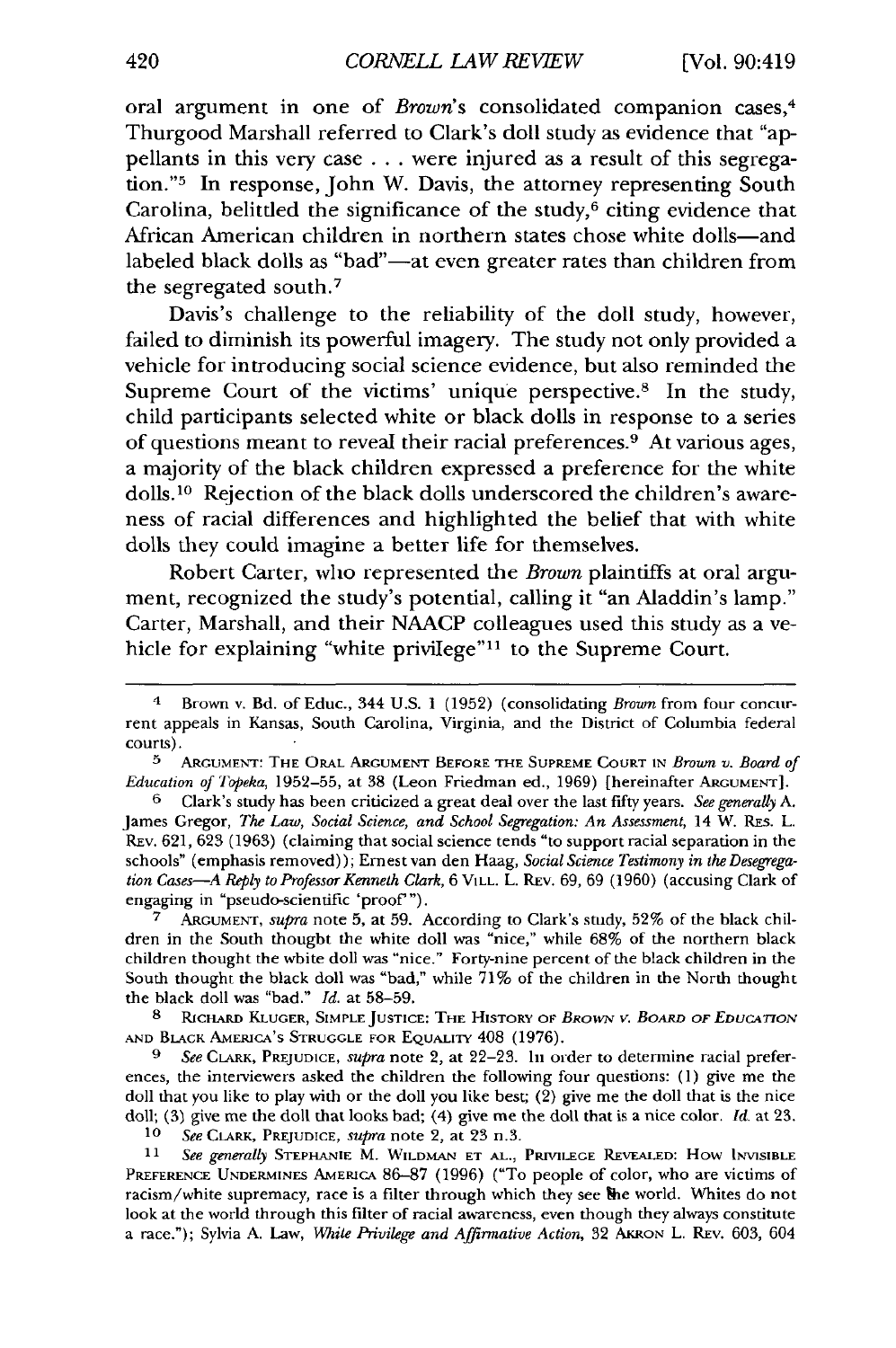oral argument in one of *Brown*'s consolidated companion cases,[4] Thurgood Marshall referred to Clark's doll study as evidence that "appellants in this very case . . . were injured as a result of this segregation."[5] In response, John W. Davis, the attorney representing South Carolina, belittled the significance of the study,[6] citing evidence that African American children in northern states chose white dolls—and labeled black dolls as "bad"—at even greater rates than children from the segregated south.[7]

Davis's challenge to the reliability of the doll study, however, failed to diminish its powerful imagery. The study not only provided a vehicle for introducing social science evidence, but also reminded the Supreme Court of the victims' unique perspective.[8] In the study, child participants selected white or black dolls in response to a series of questions meant to reveal their racial preferences.[9] At various ages, a majority of the black children expressed a preference for the white dolls.[10] Rejection of the black dolls underscored the children's awareness of racial differences and highlighted the belief that with white dolls they could imagine a better life for themselves.

Robert Carter, who represented the *Brown* plaintiffs at oral argument, recognized the study's potential, calling it "an Aladdin's lamp." Carter, Marshall, and their NAACP colleagues used this study as a vehicle for explaining "white privilege"[11] to the Supreme Court.

---

4 Brown v. Bd. of Educ., 344 U.S. 1 (1952) (consolidating *Brown* from four concurrent appeals in Kansas, South Carolina, Virginia, and the District of Columbia federal courts).

5 ARGUMENT: THE ORAL ARGUMENT BEFORE THE SUPREME COURT IN *Brown v. Board of Education of Topeka*, 1952–55, at 38 (Leon Friedman ed., 1969) [hereinafter ARGUMENT].

6 Clark's study has been criticized a great deal over the last fifty years. *See generally* A. James Gregor, *The Law, Social Science, and School Segregation: An Assessment*, 14 W. RES. L. REV. 621, 623 (1963) (claiming that social science tends "to support racial separation in the schools" (emphasis removed)); Ernest van den Haag, *Social Science Testimony in the Desegregation Cases—A Reply to Professor Kenneth Clark*, 6 VILL. L. REV. 69, 69 (1960) (accusing Clark of engaging in "pseudo-scientific 'proof'").

7 ARGUMENT, *supra* note 5, at 59. According to Clark's study, 52% of the black children in the South thought the white doll was "nice," while 68% of the northern black children thought the white doll was "nice." Forty-nine percent of the black children in the South thought the black doll was "bad," while 71% of the children in the North thought the black doll was "bad." *Id.* at 58–59.

8 RICHARD KLUGER, SIMPLE JUSTICE: THE HISTORY OF *BROWN V. BOARD OF EDUCATION* AND BLACK AMERICA'S STRUGGLE FOR EQUALITY 408 (1976).

9 *See* CLARK, PREJUDICE, *supra* note 2, at 22–23. In order to determine racial preferences, the interviewers asked the children the following four questions: (1) give me the doll that you like to play with or the doll you like best; (2) give me the doll that is the nice doll; (3) give me the doll that looks bad; (4) give me the doll that is a nice color. *Id.* at 23.

10 *See* CLARK, PREJUDICE, *supra* note 2, at 23 n.3.

11 *See generally* STEPHANIE M. WILDMAN ET AL., PRIVILEGE REVEALED: HOW INVISIBLE PREFERENCE UNDERMINES AMERICA 86–87 (1996) ("To people of color, who are victims of racism/white supremacy, race is a filter through which they see the world. Whites do not look at the world through this filter of racial awareness, even though they always constitute a race."); Sylvia A. Law, *White Privilege and Affirmative Action*, 32 AKRON L. REV. 603, 604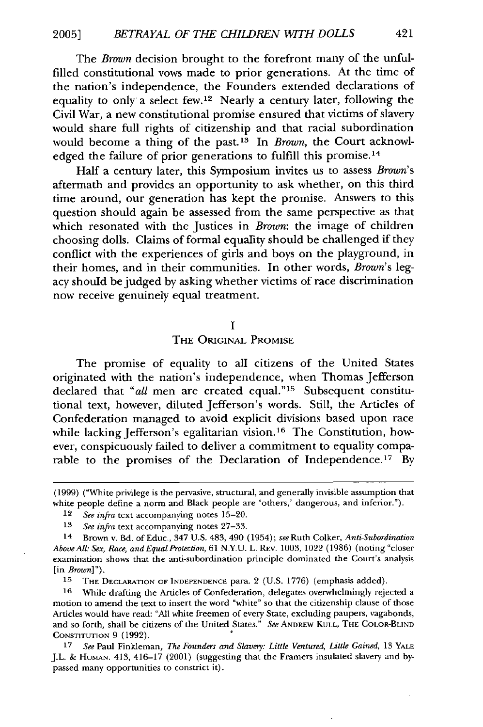The *Brown* decision brought to the forefront many of the unfulfilled constitutional vows made to prior generations. At the time of the nation's independence, the Founders extended declarations of equality to only a select few.[12] Nearly a century later, following the Civil War, a new constitutional promise ensured that victims of slavery would share full rights of citizenship and that racial subordination would become a thing of the past.[13] In *Brown*, the Court acknowledged the failure of prior generations to fulfill this promise.[14]

Half a century later, this Symposium invites us to assess *Brown*'s aftermath and provides an opportunity to ask whether, on this third time around, our generation has kept the promise. Answers to this question should again be assessed from the same perspective as that which resonated with the Justices in *Brown*: the image of children choosing dolls. Claims of formal equality should be challenged if they conflict with the experiences of girls and boys on the playground, in their homes, and in their communities. In other words, *Brown*'s legacy should be judged by asking whether victims of race discrimination now receive genuinely equal treatment.

## I
## The Original Promise

The promise of equality to all citizens of the United States originated with the nation's independence, when Thomas Jefferson declared that "*all* men are created equal."[15] Subsequent constitutional text, however, diluted Jefferson's words. Still, the Articles of Confederation managed to avoid explicit divisions based upon race while lacking Jefferson's egalitarian vision.[16] The Constitution, however, conspicuously failed to deliver a commitment to equality comparable to the promises of the Declaration of Independence.[17] By

---

(1999) ("White privilege is the pervasive, structural, and generally invisible assumption that white people define a norm and Black people are 'others,' dangerous, and inferior.").

12 *See infra* text accompanying notes 15–20.

13 *See infra* text accompanying notes 27–33.

14 Brown v. Bd. of Educ., 347 U.S. 483, 490 (1954); *see* Ruth Colker, *Anti-Subordination Above All: Sex, Race, and Equal Protection*, 61 N.Y.U. L. Rev. 1003, 1022 (1986) (noting "closer examination shows that the anti-subordination principle dominated the Court's analysis [in *Brown*]").

15 The Declaration of Independence para. 2 (U.S. 1776) (emphasis added).

16 While drafting the Articles of Confederation, delegates overwhelmingly rejected a motion to amend the text to insert the word "white" so that the citizenship clause of those Articles would have read: "All white freemen of every State, excluding paupers, vagabonds, and so forth, shall be citizens of the United States." *See* Andrew Kull, The Color-Blind Constitution 9 (1992).

17 *See* Paul Finkleman, *The Founders and Slavery: Little Ventured, Little Gained*, 13 Yale J.L. & Human. 413, 416–17 (2001) (suggesting that the Framers insulated slavery and bypassed many opportunities to constrict it).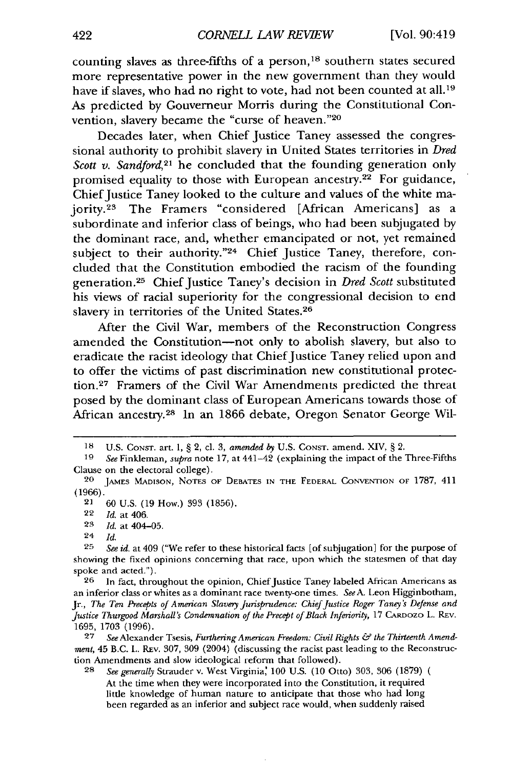counting slaves as three-fifths of a person,[18] southern states secured more representative power in the new government than they would have if slaves, who had no right to vote, had not been counted at all.[19] As predicted by Gouverneur Morris during the Constitutional Convention, slavery became the "curse of heaven."[20]

Decades later, when Chief Justice Taney assessed the congressional authority to prohibit slavery in United States territories in *Dred Scott v. Sandford*,[21] he concluded that the founding generation only promised equality to those with European ancestry.[22] For guidance, Chief Justice Taney looked to the culture and values of the white majority.[23] The Framers "considered [African Americans] as a subordinate and inferior class of beings, who had been subjugated by the dominant race, and, whether emancipated or not, yet remained subject to their authority."[24] Chief Justice Taney, therefore, concluded that the Constitution embodied the racism of the founding generation.[25] Chief Justice Taney's decision in *Dred Scott* substituted his views of racial superiority for the congressional decision to end slavery in territories of the United States.[26]

After the Civil War, members of the Reconstruction Congress amended the Constitution—not only to abolish slavery, but also to eradicate the racist ideology that Chief Justice Taney relied upon and to offer the victims of past discrimination new constitutional protection.[27] Framers of the Civil War Amendments predicted the threat posed by the dominant class of European Americans towards those of African ancestry.[28] In an 1866 debate, Oregon Senator George Wil-

---

18 U.S. CONST. art. 1, § 2, cl. 3, *amended by* U.S. CONST. amend. XIV, § 2.

19 *See* Finkleman, *supra* note 17, at 441–42 (explaining the impact of the Three-Fifths Clause on the electoral college).

20 JAMES MADISON, NOTES OF DEBATES IN THE FEDERAL CONVENTION OF 1787, 411 (1966).

21 60 U.S. (19 How.) 393 (1856).

22 *Id.* at 406.

23 *Id.* at 404–05.

24 *Id.*

25 *See id.* at 409 ("We refer to these historical facts [of subjugation] for the purpose of showing the fixed opinions concerning that race, upon which the statesmen of that day spoke and acted.").

26 In fact, throughout the opinion, Chief Justice Taney labeled African Americans as an inferior class or whites as a dominant race twenty-one times. *See* A. Leon Higginbotham, Jr., *The Ten Precepts of American Slavery Jurisprudence: Chief Justice Roger Taney's Defense and Justice Thurgood Marshall's Condemnation of the Precept of Black Inferiority*, 17 CARDOZO L. REV. 1695, 1703 (1996).

27 *See* Alexander Tsesis, *Furthering American Freedom: Civil Rights & the Thirteenth Amendment*, 45 B.C. L. REV. 307, 309 (2004) (discussing the racist past leading to the Reconstruction Amendments and slow ideological reform that followed).

28 *See generally* Strauder v. West Virginia, 100 U.S. (10 Otto) 303, 306 (1879) (

> At the time when they were incorporated into the Constitution, it required little knowledge of human nature to anticipate that those who had long been regarded as an inferior and subject race would, when suddenly raised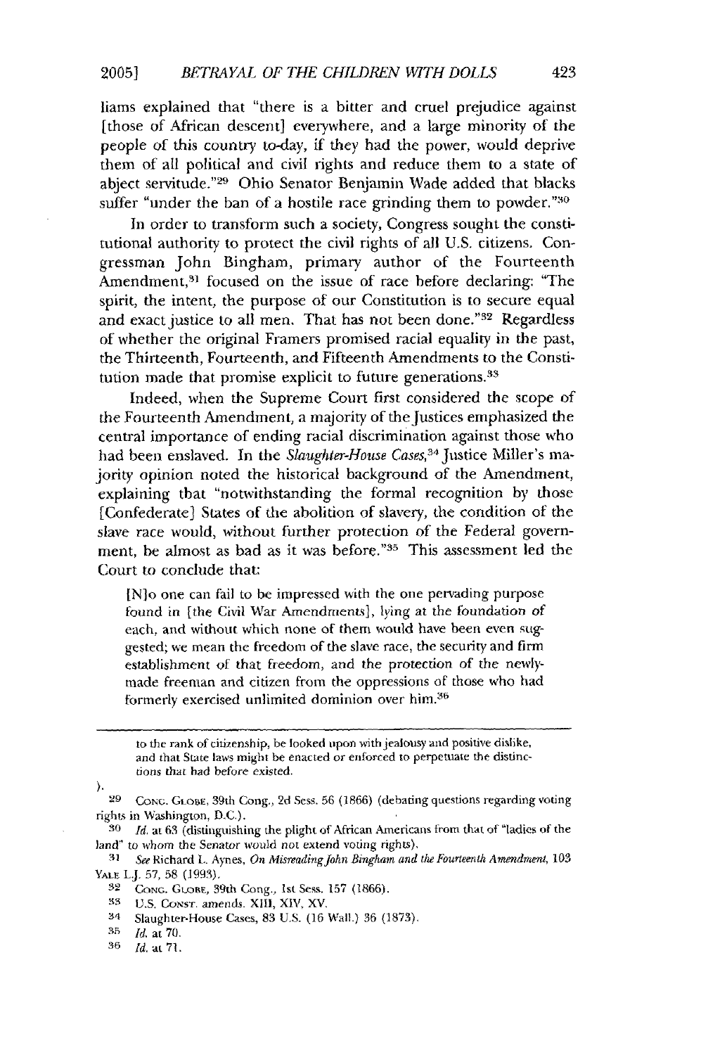liams explained that "there is a bitter and cruel prejudice against [those of African descent] everywhere, and a large minority of the people of this country to-day, if they had the power, would deprive them of all political and civil rights and reduce them to a state of abject servitude."[29] Ohio Senator Benjamin Wade added that blacks suffer "under the ban of a hostile race grinding them to powder."[30]

In order to transform such a society, Congress sought the constitutional authority to protect the civil rights of all U.S. citizens. Congressman John Bingham, primary author of the Fourteenth Amendment,[31] focused on the issue of race before declaring: "The spirit, the intent, the purpose of our Constitution is to secure equal and exact justice to all men. That has not been done."[32] Regardless of whether the original Framers promised racial equality in the past, the Thirteenth, Fourteenth, and Fifteenth Amendments to the Constitution made that promise explicit to future generations.[33]

Indeed, when the Supreme Court first considered the scope of the Fourteenth Amendment, a majority of the Justices emphasized the central importance of ending racial discrimination against those who had been enslaved. In the *Slaughter-House Cases*,[34] Justice Miller's majority opinion noted the historical background of the Amendment, explaining that "notwithstanding the formal recognition by those [Confederate] States of the abolition of slavery, the condition of the slave race would, without further protection of the Federal government, be almost as bad as it was before."[35] This assessment led the Court to conclude that:

> [N]o one can fail to be impressed with the one pervading purpose found in [the Civil War Amendments], lying at the foundation of each, and without which none of them would have been even suggested; we mean the freedom of the slave race, the security and firm establishment of that freedom, and the protection of the newly-made freeman and citizen from the oppressions of those who had formerly exercised unlimited dominion over him.[36]

---

to the rank of citizenship, be looked upon with jealousy and positive dislike, and that State laws might be enacted or enforced to perpetuate the distinctions that had before existed.

).

29 CONG. GLOBE, 39th Cong., 2d Sess. 56 (1866) (debating questions regarding voting rights in Washington, D.C.).

30 *Id.* at 63 (distinguishing the plight of African Americans from that of "ladies of the land" to whom the Senator would not extend voting rights).

31 *See* Richard L. Aynes, *On Misreading John Bingham and the Fourteenth Amendment*, 103 YALE L.J. 57, 58 (1993).

32 CONG. GLOBE, 39th Cong., 1st Sess. 157 (1866).

33 U.S. CONST. amends. XIII, XIV, XV.

34 Slaughter-House Cases, 83 U.S. (16 Wall.) 36 (1873).

35 *Id.* at 70.

36 *Id.* at 71.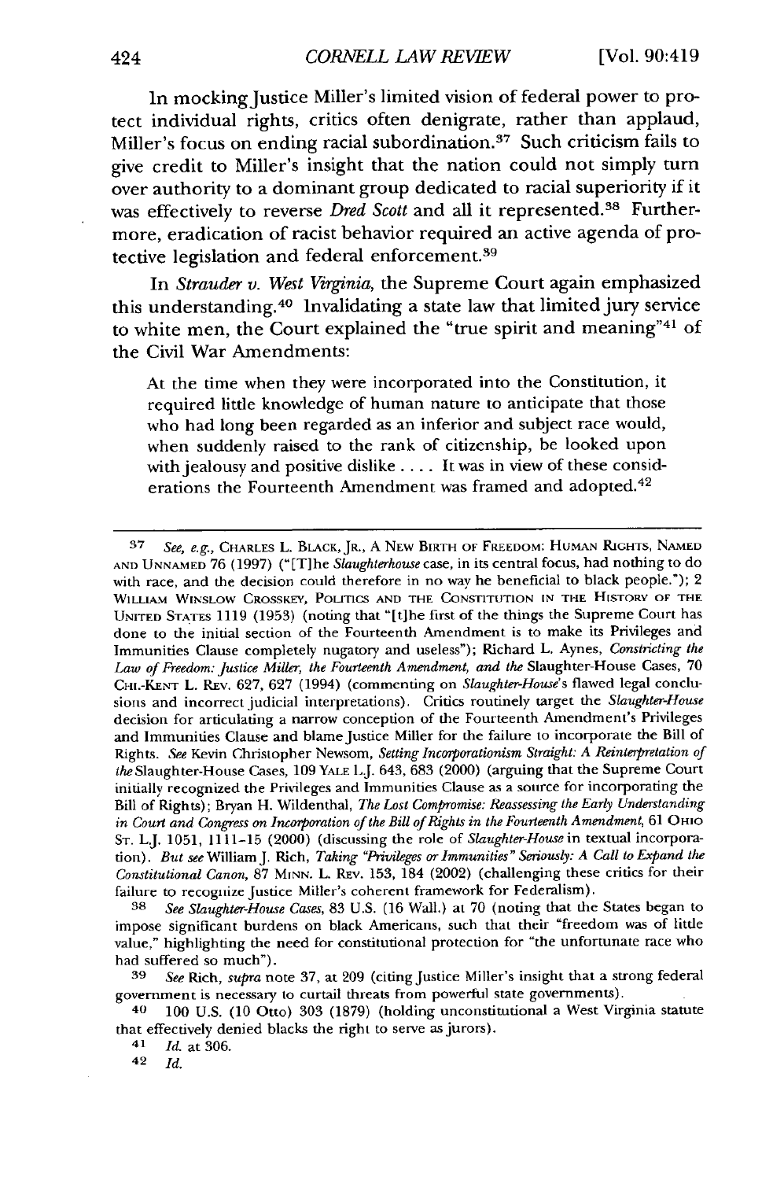In mocking Justice Miller's limited vision of federal power to protect individual rights, critics often denigrate, rather than applaud, Miller's focus on ending racial subordination.[37] Such criticism fails to give credit to Miller's insight that the nation could not simply turn over authority to a dominant group dedicated to racial superiority if it was effectively to reverse *Dred Scott* and all it represented.[38] Furthermore, eradication of racist behavior required an active agenda of protective legislation and federal enforcement.[39]

In *Strauder v. West Virginia*, the Supreme Court again emphasized this understanding.[40] Invalidating a state law that limited jury service to white men, the Court explained the "true spirit and meaning"[41] of the Civil War Amendments:

> At the time when they were incorporated into the Constitution, it required little knowledge of human nature to anticipate that those who had long been regarded as an inferior and subject race would, when suddenly raised to the rank of citizenship, be looked upon with jealousy and positive dislike . . . . It was in view of these considerations the Fourteenth Amendment was framed and adopted.[42]

---

[37] *See, e.g.*, CHARLES L. BLACK, JR., A NEW BIRTH OF FREEDOM: HUMAN RIGHTS, NAMED AND UNNAMED 76 (1997) ("[T]he *Slaughterhouse* case, in its central focus, had nothing to do with race, and the decision could therefore in no way be beneficial to black people."); 2 WILLIAM WINSLOW CROSSKEY, POLITICS AND THE CONSTITUTION IN THE HISTORY OF THE UNITED STATES 1119 (1953) (noting that "[t]he first of the things the Supreme Court has done to the initial section of the Fourteenth Amendment is to make its Privileges and Immunities Clause completely nugatory and useless"); Richard L. Aynes, *Constricting the Law of Freedom: Justice Miller, the Fourteenth Amendment, and the* Slaughter-House Cases, 70 CHI.-KENT L. REV. 627, 627 (1994) (commenting on *Slaughter-House*'s flawed legal conclusions and incorrect judicial interpretations). Critics routinely target the *Slaughter-House* decision for articulating a narrow conception of the Fourteenth Amendment's Privileges and Immunities Clause and blame Justice Miller for the failure to incorporate the Bill of Rights. *See* Kevin Christopher Newsom, *Setting Incorporationism Straight: A Reinterpretation of the* Slaughter-House Cases, 109 YALE L.J. 643, 683 (2000) (arguing that the Supreme Court initially recognized the Privileges and Immunities Clause as a source for incorporating the Bill of Rights); Bryan H. Wildenthal, *The Lost Compromise: Reassessing the Early Understanding in Court and Congress on Incorporation of the Bill of Rights in the Fourteenth Amendment*, 61 OHIO ST. L.J. 1051, 1111-15 (2000) (discussing the role of *Slaughter-House* in textual incorporation). *But see* William J. Rich, *Taking "Privileges or Immunities" Seriously: A Call to Expand the Constitutional Canon*, 87 MINN. L. REV. 153, 184 (2002) (challenging these critics for their failure to recognize Justice Miller's coherent framework for Federalism).

[38] *See Slaughter-House Cases*, 83 U.S. (16 Wall.) at 70 (noting that the States began to impose significant burdens on black Americans, such that their "freedom was of little value," highlighting the need for constitutional protection for "the unfortunate race who had suffered so much").

[39] *See* Rich, *supra* note 37, at 209 (citing Justice Miller's insight that a strong federal government is necessary to curtail threats from powerful state governments).

[40] 100 U.S. (10 Otto) 303 (1879) (holding unconstitutional a West Virginia statute that effectively denied blacks the right to serve as jurors).

[41] *Id.* at 306.

[42] *Id.*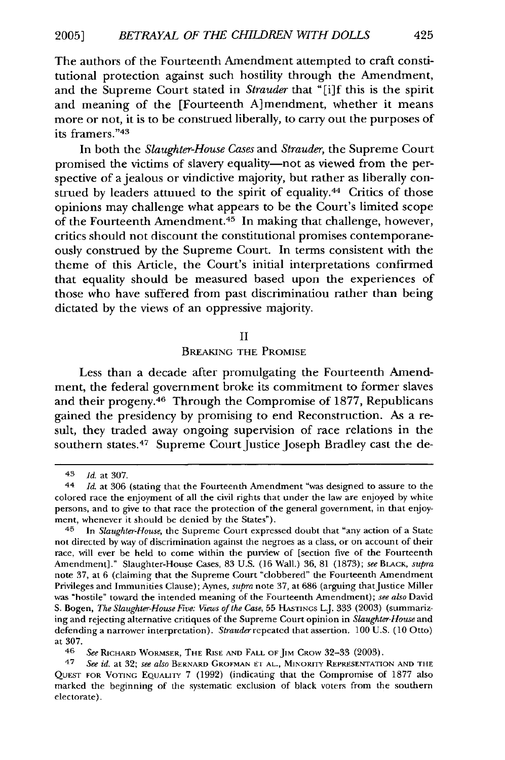The authors of the Fourteenth Amendment attempted to craft constitutional protection against such hostility through the Amendment, and the Supreme Court stated in *Strauder* that "[i]f this is the spirit and meaning of the [Fourteenth A]mendment, whether it means more or not, it is to be construed liberally, to carry out the purposes of its framers."[43]

In both the *Slaughter-House Cases* and *Strauder*, the Supreme Court promised the victims of slavery equality—not as viewed from the perspective of a jealous or vindictive majority, but rather as liberally construed by leaders attuned to the spirit of equality.[44] Critics of those opinions may challenge what appears to be the Court's limited scope of the Fourteenth Amendment.[45] In making that challenge, however, critics should not discount the constitutional promises contemporaneously construed by the Supreme Court. In terms consistent with the theme of this Article, the Court's initial interpretations confirmed that equality should be measured based upon the experiences of those who have suffered from past discrimination rather than being dictated by the views of an oppressive majority.

## II
## BREAKING THE PROMISE

Less than a decade after promulgating the Fourteenth Amendment, the federal government broke its commitment to former slaves and their progeny.[46] Through the Compromise of 1877, Republicans gained the presidency by promising to end Reconstruction. As a result, they traded away ongoing supervision of race relations in the southern states.[47] Supreme Court Justice Joseph Bradley cast the de-

---

[43] *Id.* at 307.

[44] *Id.* at 306 (stating that the Fourteenth Amendment "was designed to assure to the colored race the enjoyment of all the civil rights that under the law are enjoyed by white persons, and to give to that race the protection of the general government, in that enjoyment, whenever it should be denied by the States").

[45] In *Slaughter-House*, the Supreme Court expressed doubt that "any action of a State not directed by way of discrimination against the negroes as a class, or on account of their race, will ever be held to come within the purview of [section five of the Fourteenth Amendment]." Slaughter-House Cases, 83 U.S. (16 Wall.) 36, 81 (1873); *see* BLACK, *supra* note 37, at 6 (claiming that the Supreme Court "clobbered" the Fourteenth Amendment Privileges and Immunities Clause); Aynes, *supra* note 37, at 686 (arguing that Justice Miller was "hostile" toward the intended meaning of the Fourteenth Amendment); *see also* David S. Bogen, *The Slaughter-House Five: Views of the Case*, 55 HASTINGS L.J. 333 (2003) (summarizing and rejecting alternative critiques of the Supreme Court opinion in *Slaughter-House* and defending a narrower interpretation). *Strauder* repeated that assertion. 100 U.S. (10 Otto) at 307.

[46] *See* RICHARD WORMSER, THE RISE AND FALL OF JIM CROW 32–33 (2003).

[47] *See id.* at 32; *see also* BERNARD GROFMAN ET AL., MINORITY REPRESENTATION AND THE QUEST FOR VOTING EQUALITY 7 (1992) (indicating that the Compromise of 1877 also marked the beginning of the systematic exclusion of black voters from the southern electorate).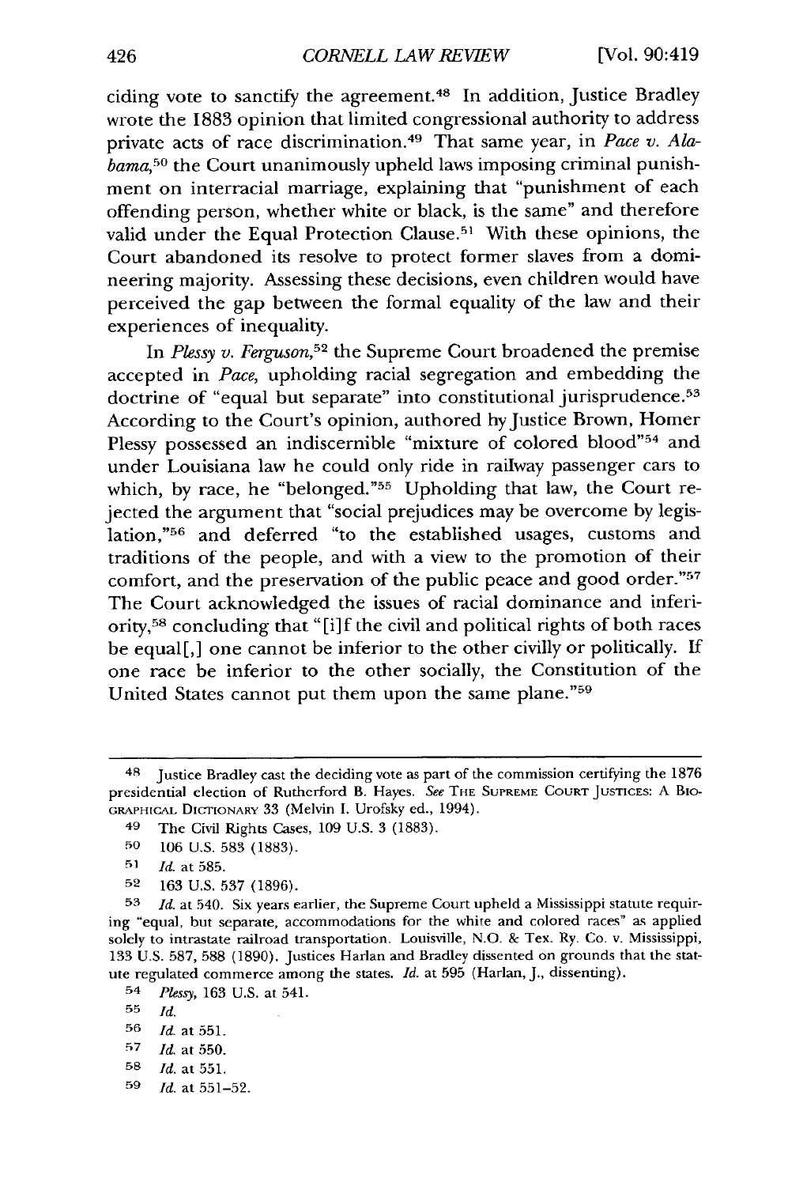ciding vote to sanctify the agreement.[48] In addition, Justice Bradley wrote the 1883 opinion that limited congressional authority to address private acts of race discrimination.[49] That same year, in *Pace v. Alabama*,[50] the Court unanimously upheld laws imposing criminal punishment on interracial marriage, explaining that "punishment of each offending person, whether white or black, is the same" and therefore valid under the Equal Protection Clause.[51] With these opinions, the Court abandoned its resolve to protect former slaves from a domineering majority. Assessing these decisions, even children would have perceived the gap between the formal equality of the law and their experiences of inequality.

In *Plessy v. Ferguson*,[52] the Supreme Court broadened the premise accepted in *Pace*, upholding racial segregation and embedding the doctrine of "equal but separate" into constitutional jurisprudence.[53] According to the Court's opinion, authored by Justice Brown, Homer Plessy possessed an indiscernible "mixture of colored blood"[54] and under Louisiana law he could only ride in railway passenger cars to which, by race, he "belonged."[55] Upholding that law, the Court rejected the argument that "social prejudices may be overcome by legislation,"[56] and deferred "to the established usages, customs and traditions of the people, and with a view to the promotion of their comfort, and the preservation of the public peace and good order."[57] The Court acknowledged the issues of racial dominance and inferiority,[58] concluding that "[i]f the civil and political rights of both races be equal[,] one cannot be inferior to the other civilly or politically. If one race be inferior to the other socially, the Constitution of the United States cannot put them upon the same plane."[59]

---

48 Justice Bradley cast the deciding vote as part of the commission certifying the 1876 presidential election of Rutherford B. Hayes. *See* THE SUPREME COURT JUSTICES: A BIOGRAPHICAL DICTIONARY 33 (Melvin I. Urofsky ed., 1994).

49 The Civil Rights Cases, 109 U.S. 3 (1883).

50 106 U.S. 583 (1883).

51 *Id.* at 585.

52 163 U.S. 537 (1896).

53 *Id.* at 540. Six years earlier, the Supreme Court upheld a Mississippi statute requiring "equal, but separate, accommodations for the white and colored races" as applied solely to intrastate railroad transportation. Louisville, N.O. & Tex. Ry. Co. v. Mississippi, 133 U.S. 587, 588 (1890). Justices Harlan and Bradley dissented on grounds that the statute regulated commerce among the states. *Id.* at 595 (Harlan, J., dissenting).

54 *Plessy*, 163 U.S. at 541.

55 *Id.*

56 *Id.* at 551.

57 *Id.* at 550.

58 *Id.* at 551.

59 *Id.* at 551–52.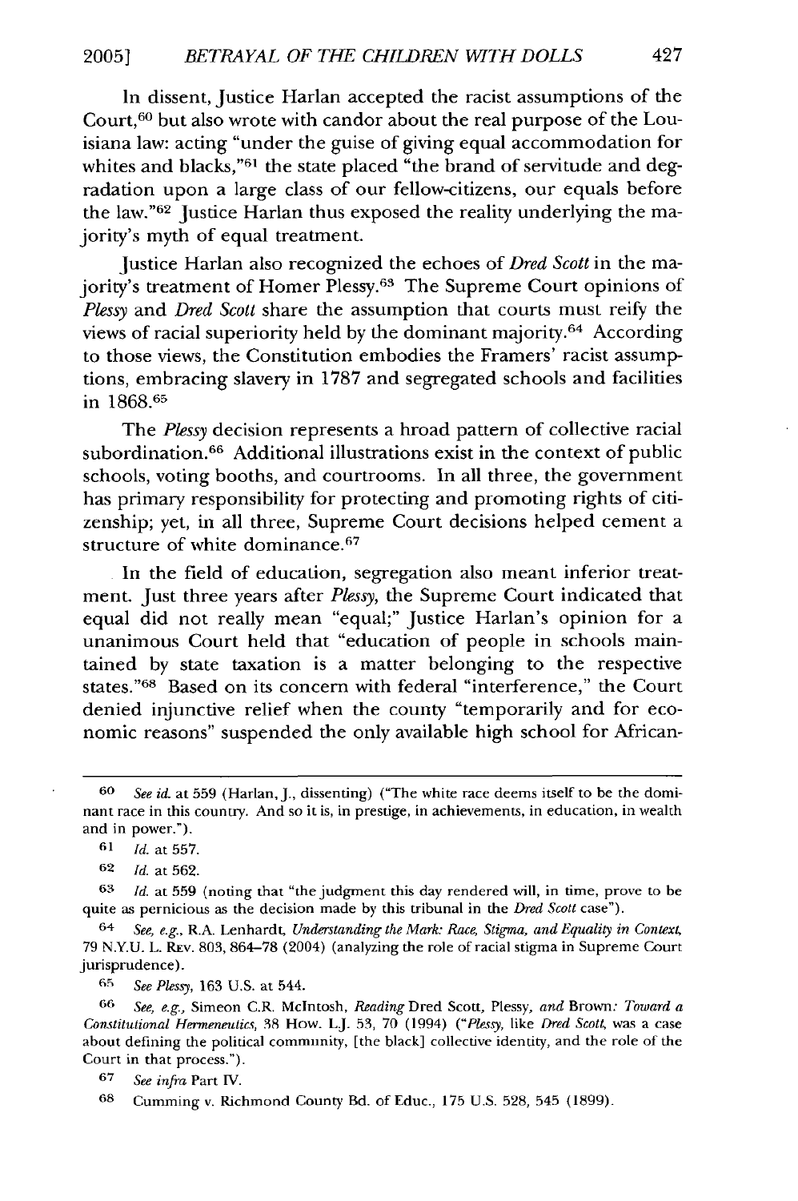In dissent, Justice Harlan accepted the racist assumptions of the Court,[60] but also wrote with candor about the real purpose of the Louisiana law: acting "under the guise of giving equal accommodation for whites and blacks,"[61] the state placed "the brand of servitude and degradation upon a large class of our fellow-citizens, our equals before the law."[62] Justice Harlan thus exposed the reality underlying the majority's myth of equal treatment.

Justice Harlan also recognized the echoes of *Dred Scott* in the majority's treatment of Homer Plessy.[63] The Supreme Court opinions of *Plessy* and *Dred Scott* share the assumption that courts must reify the views of racial superiority held by the dominant majority.[64] According to those views, the Constitution embodies the Framers' racist assumptions, embracing slavery in 1787 and segregated schools and facilities in 1868.[65]

The *Plessy* decision represents a hroad pattern of collective racial subordination.[66] Additional illustrations exist in the context of public schools, voting booths, and courtrooms. In all three, the government has primary responsibility for protecting and promoting rights of citizenship; yet, in all three, Supreme Court decisions helped cement a structure of white dominance.[67]

In the field of education, segregation also meant inferior treatment. Just three years after *Plessy*, the Supreme Court indicated that equal did not really mean "equal;" Justice Harlan's opinion for a unanimous Court held that "education of people in schools maintained by state taxation is a matter belonging to the respective states."[68] Based on its concern with federal "interference," the Court denied injunctive relief when the county "temporarily and for economic reasons" suspended the only available high school for African-

---

60 *See id.* at 559 (Harlan, J., dissenting) ("The white race deems itself to be the dominant race in this country. And so it is, in prestige, in achievements, in education, in wealth and in power.").

61 *Id.* at 557.

62 *Id.* at 562.

63 *Id.* at 559 (noting that "the judgment this day rendered will, in time, prove to be quite as pernicious as the decision made by this tribunal in the *Dred Scott* case").

64 *See, e.g.*, R.A. Lenhardt, *Understanding the Mark: Race, Stigma, and Equality in Context*, 79 N.Y.U. L. Rev. 803, 864–78 (2004) (analyzing the role of racial stigma in Supreme Court jurisprudence).

65 *See Plessy*, 163 U.S. at 544.

66 *See, e.g.*, Simeon C.R. McIntosh, *Reading* Dred Scott, Plessy, *and* Brown*: Toward a Constitutional Hermeneutics*, 38 How. L.J. 53, 70 (1994) ("*Plessy*, like *Dred Scott*, was a case about defining the political community, [the black] collective identity, and the role of the Court in that process.").

67 *See infra* Part IV.

68 Cumming v. Richmond County Bd. of Educ., 175 U.S. 528, 545 (1899).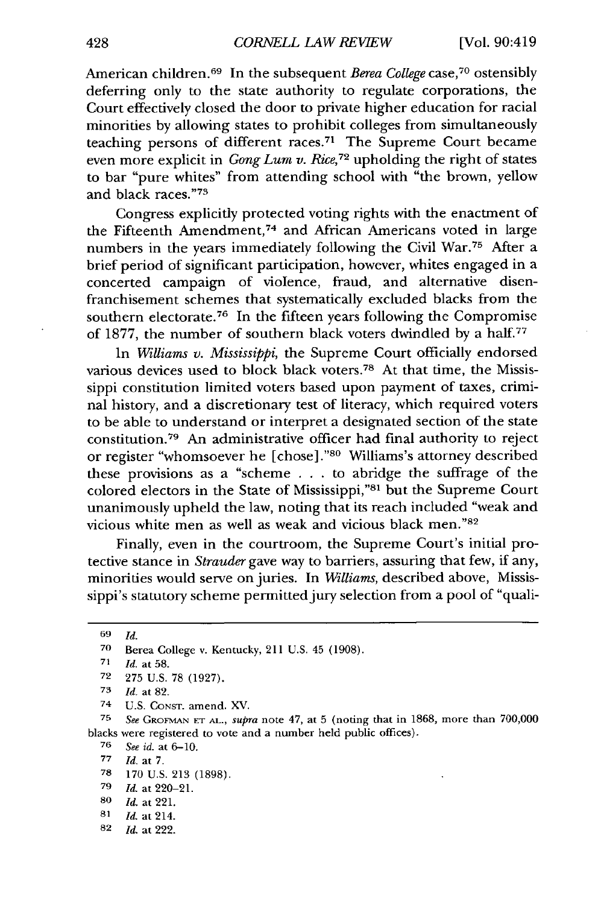American children.[69] In the subsequent *Berea College* case,[70] ostensibly deferring only to the state authority to regulate corporations, the Court effectively closed the door to private higher education for racial minorities by allowing states to prohibit colleges from simultaneously teaching persons of different races.[71] The Supreme Court became even more explicit in *Gong Lum v. Rice*,[72] upholding the right of states to bar "pure whites" from attending school with "the brown, yellow and black races."[73]

Congress explicitly protected voting rights with the enactment of the Fifteenth Amendment,[74] and African Americans voted in large numbers in the years immediately following the Civil War.[75] After a brief period of significant participation, however, whites engaged in a concerted campaign of violence, fraud, and alternative disenfranchisement schemes that systematically excluded blacks from the southern electorate.[76] In the fifteen years following the Compromise of 1877, the number of southern black voters dwindled by a half.[77]

In *Williams v. Mississippi*, the Supreme Court officially endorsed various devices used to block black voters.[78] At that time, the Mississippi constitution limited voters based upon payment of taxes, criminal history, and a discretionary test of literacy, which required voters to be able to understand or interpret a designated section of the state constitution.[79] An administrative officer had final authority to reject or register "whomsoever he [chose]."[80] Williams's attorney described these provisions as a "scheme . . . to abridge the suffrage of the colored electors in the State of Mississippi,"[81] but the Supreme Court unanimously upheld the law, noting that its reach included "weak and vicious white men as well as weak and vicious black men."[82]

Finally, even in the courtroom, the Supreme Court's initial protective stance in *Strauder* gave way to barriers, assuring that few, if any, minorities would serve on juries. In *Williams*, described above, Mississippi's statutory scheme permitted jury selection from a pool of "quali-

---

69 *Id.*

70 Berea College v. Kentucky, 211 U.S. 45 (1908).

71 *Id.* at 58.

72 275 U.S. 78 (1927).

73 *Id.* at 82.

74 U.S. CONST. amend. XV.

75 *See* GROFMAN ET AL., *supra* note 47, at 5 (noting that in 1868, more than 700,000 blacks were registered to vote and a number held public offices).

76 *See id.* at 6–10.

77 *Id.* at 7.

78 170 U.S. 213 (1898).

79 *Id.* at 220–21.

80 *Id.* at 221.

81 *Id.* at 214.

82 *Id.* at 222.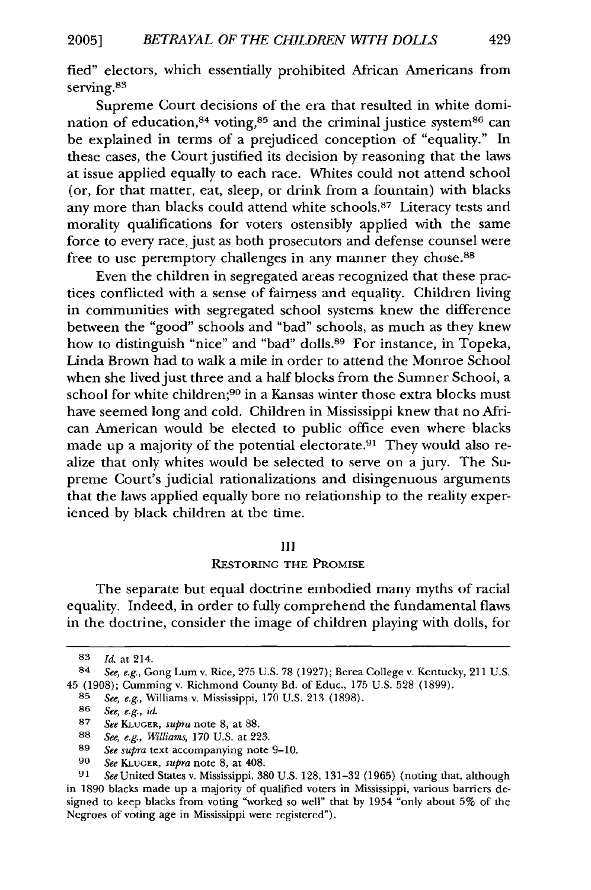fied" electors, which essentially prohibited African Americans from serving.[83]

Supreme Court decisions of the era that resulted in white domination of education,[84] voting,[85] and the criminal justice system[86] can be explained in terms of a prejudiced conception of "equality." In these cases, the Court justified its decision by reasoning that the laws at issue applied equally to each race. Whites could not attend school (or, for that matter, eat, sleep, or drink from a fountain) with blacks any more than blacks could attend white schools.[87] Literacy tests and morality qualifications for voters ostensibly applied with the same force to every race, just as both prosecutors and defense counsel were free to use peremptory challenges in any manner they chose.[88]

Even the children in segregated areas recognized that these practices conflicted with a sense of fairness and equality. Children living in communities with segregated school systems knew the difference between the "good" schools and "bad" schools, as much as they knew how to distinguish "nice" and "bad" dolls.[89] For instance, in Topeka, Linda Brown had to walk a mile in order to attend the Monroe School when she lived just three and a half blocks from the Sumner School, a school for white children;[90] in a Kansas winter those extra blocks must have seemed long and cold. Children in Mississippi knew that no African American would be elected to public office even where blacks made up a majority of the potential electorate.[91] They would also realize that only whites would be selected to serve on a jury. The Supreme Court's judicial rationalizations and disingenuous arguments that the laws applied equally bore no relationship to the reality experienced by black children at tbe time.

## III
## RESTORING THE PROMISE

The separate but equal doctrine embodied many myths of racial equality. Indeed, in order to fully comprehend the fundamental flaws in the doctrine, consider the image of children playing with dolls, for

---

83 *Id.* at 214.

84 *See, e.g.*, Gong Lum v. Rice, 275 U.S. 78 (1927); Berea College v. Kentucky, 211 U.S. 45 (1908); Cumming v. Richmond County Bd. of Educ., 175 U.S. 528 (1899).

85 *See, e.g.*, Williams v. Mississippi, 170 U.S. 213 (1898).

86 *See, e.g.*, *id.*

87 *See* KLUGER, *supra* note 8, at 88.

88 *See, e.g.*, *Williams*, 170 U.S. at 223.

89 *See supra* text accompanying note 9–10.

90 *See* KLUGER, *supra* note 8, at 408.

91 *See* United States v. Mississippi, 380 U.S. 128, 131–32 (1965) (noting that, although in 1890 blacks made up a majority of qualified voters in Mississippi, various barriers designed to keep blacks from voting "worked so well" that by 1954 "only about 5% of the Negroes of voting age in Mississippi were registered").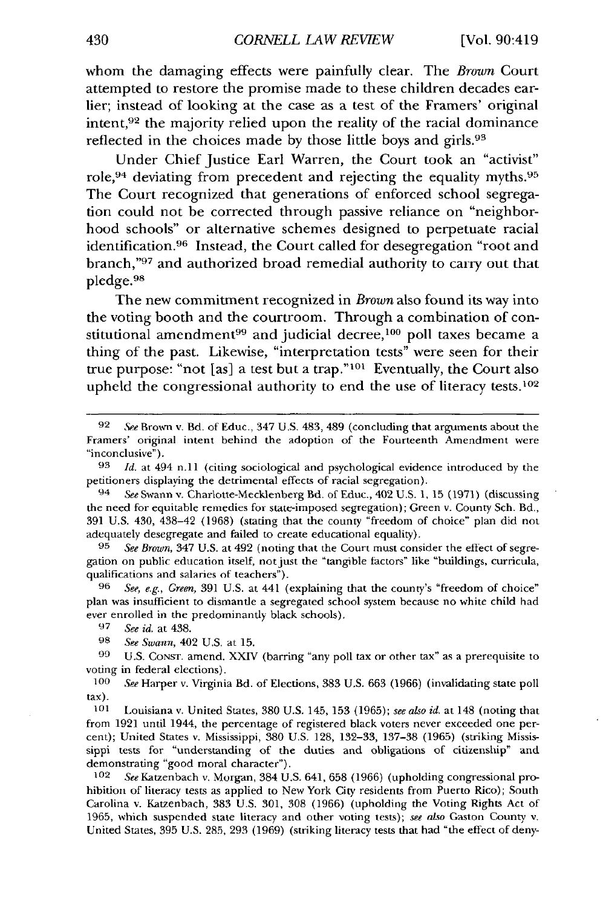whom the damaging effects were painfully clear. The *Brown* Court attempted to restore the promise made to these children decades earlier; instead of looking at the case as a test of the Framers' original intent,[92] the majority relied upon the reality of the racial dominance reflected in the choices made by those little boys and girls.[93]

Under Chief Justice Earl Warren, the Court took an "activist" role,[94] deviating from precedent and rejecting the equality myths.[95] The Court recognized that generations of enforced school segregation could not be corrected through passive reliance on "neighborhood schools" or alternative schemes designed to perpetuate racial identification.[96] Instead, the Court called for desegregation "root and branch,"[97] and authorized broad remedial authority to carry out that pledge.[98]

The new commitment recognized in *Brown* also found its way into the voting booth and the courtroom. Through a combination of constitutional amendment[99] and judicial decree,[100] poll taxes became a thing of the past. Likewise, "interpretation tests" were seen for their true purpose: "not [as] a test but a trap."[101] Eventually, the Court also upheld the congressional authority to end the use of literacy tests.[102]

---

92 *See* Brown v. Bd. of Educ., 347 U.S. 483, 489 (concluding that arguments about the Framers' original intent behind the adoption of the Fourteenth Amendment were "inconclusive").

93 *Id.* at 494 n.11 (citing sociological and psychological evidence introduced by the petitioners displaying the detrimental effects of racial segregation).

94 *See* Swann v. Charlotte-Mecklenberg Bd. of Educ., 402 U.S. 1, 15 (1971) (discussing the need for equitable remedies for state-imposed segregation); Green v. County Sch. Bd., 391 U.S. 430, 438–42 (1968) (stating that the county "freedom of choice" plan did not adequately desegregate and failed to create educational equality).

95 *See Brown*, 347 U.S. at 492 (noting that the Court must consider the effect of segregation on public education itself, not just the "tangible factors" like "buildings, curricula, qualifications and salaries of teachers").

96 *See, e.g.*, *Green*, 391 U.S. at 441 (explaining that the county's "freedom of choice" plan was insufficient to dismantle a segregated school system because no white child had ever enrolled in the predominantly black schools).

97 *See id.* at 438.

98 *See Swann*, 402 U.S. at 15.

99 U.S. CONST. amend. XXIV (barring "any poll tax or other tax" as a prerequisite to voting in federal elections).

100 *See* Harper v. Virginia Bd. of Elections, 383 U.S. 663 (1966) (invalidating state poll tax).

101 Louisiana v. United States, 380 U.S. 145, 153 (1965); *see also id.* at 148 (noting that from 1921 until 1944, the percentage of registered black voters never exceeded one percent); United States v. Mississippi, 380 U.S. 128, 132–33, 137–38 (1965) (striking Mississippi tests for "understanding of the duties and obligations of citizenship" and demonstrating "good moral character").

102 *See* Katzenbach v. Morgan, 384 U.S. 641, 658 (1966) (upholding congressional prohibition of literacy tests as applied to New York City residents from Puerto Rico); South Carolina v. Katzenbach, 383 U.S. 301, 308 (1966) (upholding the Voting Rights Act of 1965, which suspended state literacy and other voting tests); *see also* Gaston County v. United States, 395 U.S. 285, 293 (1969) (striking literacy tests that had "the effect of deny-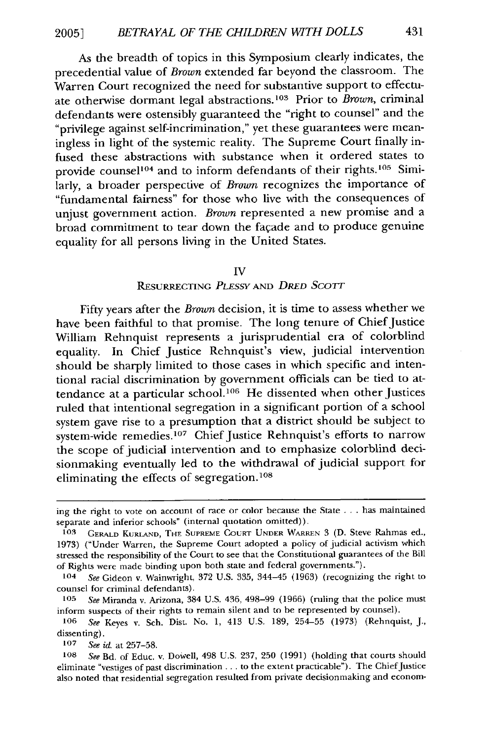As the breadth of topics in this Symposium clearly indicates, the precedential value of *Brown* extended far beyond the classroom. The Warren Court recognized the need for substantive support to effectuate otherwise dormant legal abstractions.[103] Prior to *Brown*, criminal defendants were ostensibly guaranteed the "right to counsel" and the "privilege against self-incrimination," yet these guarantees were meaningless in light of the systemic reality. The Supreme Court finally infused these abstractions with substance when it ordered states to provide counsel[104] and to inform defendants of their rights.[105] Similarly, a broader perspective of *Brown* recognizes the importance of "fundamental fairness" for those who live with the consequences of unjust government action. *Brown* represented a new promise and a broad commitment to tear down the façade and to produce genuine equality for all persons living in the United States.

## IV

## RESURRECTING *PLESSY* AND *DRED SCOTT*

Fifty years after the *Brown* decision, it is time to assess whether we have been faithful to that promise. The long tenure of Chief Justice William Rehnquist represents a jurisprudential era of colorblind equality. In Chief Justice Rehnquist's view, judicial intervention should be sharply limited to those cases in which specific and intentional racial discrimination by government officials can be tied to attendance at a particular school.[106] He dissented when other Justices ruled that intentional segregation in a significant portion of a school system gave rise to a presumption that a district should be subject to system-wide remedies.[107] Chief Justice Rehnquist's efforts to narrow the scope of judicial intervention and to emphasize colorblind decisionmaking eventually led to the withdrawal of judicial support for eliminating the effects of segregation.[108]

---

ing the right to vote on account of race or color because the State . . . has maintained separate and inferior schools" (internal quotation omitted)).

[103] GERALD KURLAND, THE SUPREME COURT UNDER WARREN 3 (D. Steve Rahmas ed., 1973) ("Under Warren, the Supreme Court adopted a policy of judicial activism which stressed the responsibility of the Court to see that the Constitutional guarantees of the Bill of Rights were made binding upon both state and federal governments.").

[104] *See* Gideon v. Wainwright, 372 U.S. 335, 344–45 (1963) (recognizing the right to counsel for criminal defendants).

[105] *See* Miranda v. Arizona, 384 U.S. 436, 498–99 (1966) (ruling that the police must inform suspects of their rights to remain silent and to be represented by counsel).

[106] *See* Keyes v. Sch. Dist. No. 1, 413 U.S. 189, 254–55 (1973) (Rehnquist, J., dissenting).

[107] *See id.* at 257–58.

[108] *See* Bd. of Educ. v. Dowell, 498 U.S. 237, 250 (1991) (holding that courts should eliminate "vestiges of past discrimination . . . to the extent practicable"). The Chief Justice also noted that residential segregation resulted from private decisionmaking and econom-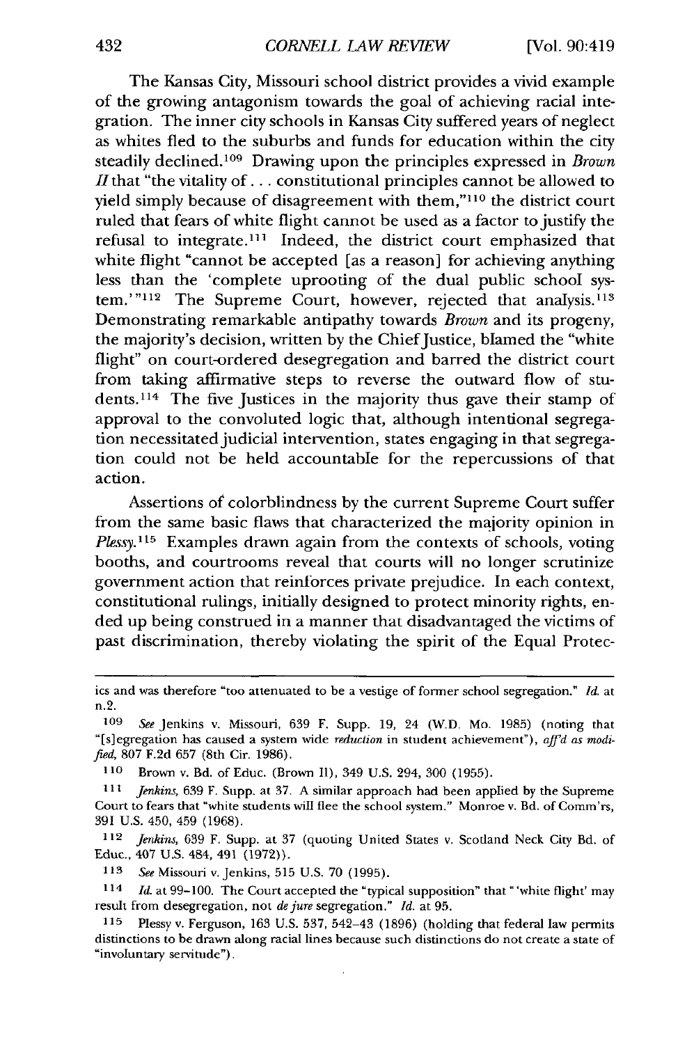The Kansas City, Missouri school district provides a vivid example of the growing antagonism towards the goal of achieving racial integration. The inner city schools in Kansas City suffered years of neglect as whites fled to the suburbs and funds for education within the city steadily declined.[109] Drawing upon the principles expressed in *Brown II* that "the vitality of . . . constitutional principles cannot be allowed to yield simply because of disagreement with them,"[110] the district court ruled that fears of white flight cannot be used as a factor to justify the refusal to integrate.[111] Indeed, the district court emphasized that white flight "cannot be accepted [as a reason] for achieving anything less than the 'complete uprooting of the dual public school system.'"[112] The Supreme Court, however, rejected that analysis.[113] Demonstrating remarkable antipathy towards *Brown* and its progeny, the majority's decision, written by the Chief Justice, blamed the "white flight" on court-ordered desegregation and barred the district court from taking affirmative steps to reverse the outward flow of students.[114] The five Justices in the majority thus gave their stamp of approval to the convoluted logic that, although intentional segregation necessitated judicial intervention, states engaging in that segregation could not be held accountable for the repercussions of that action.

Assertions of colorblindness by the current Supreme Court suffer from the same basic flaws that characterized the majority opinion in *Plessy*.[115] Examples drawn again from the contexts of schools, voting booths, and courtrooms reveal that courts will no longer scrutinize government action that reinforces private prejudice. In each context, constitutional rulings, initially designed to protect minority rights, ended up being construed in a manner that disadvantaged the victims of past discrimination, thereby violating the spirit of the Equal Protec-

---

ics and was therefore "too attenuated to be a vestige of former school segregation." *Id.* at n.2.

109 *See* Jenkins v. Missouri, 639 F. Supp. 19, 24 (W.D. Mo. 1985) (noting that "[s]egregation has caused a system wide *reduction* in student achievement"), *aff'd as modified*, 807 F.2d 657 (8th Cir. 1986).

110 Brown v. Bd. of Educ. (Brown II), 349 U.S. 294, 300 (1955).

111 *Jenkins*, 639 F. Supp. at 37. A similar approach had been applied by the Supreme Court to fears that "white students will flee the school system." Monroe v. Bd. of Comm'rs, 391 U.S. 450, 459 (1968).

112 *Jenkins*, 639 F. Supp. at 37 (quoting United States v. Scotland Neck City Bd. of Educ., 407 U.S. 484, 491 (1972)).

113 *See* Missouri v. Jenkins, 515 U.S. 70 (1995).

114 *Id.* at 99–100. The Court accepted the "typical supposition" that "'white flight' may result from desegregation, not *de jure* segregation." *Id.* at 95.

115 Plessy v. Ferguson, 163 U.S. 537, 542–43 (1896) (holding that federal law permits distinctions to be drawn along racial lines because such distinctions do not create a state of "involuntary servitude").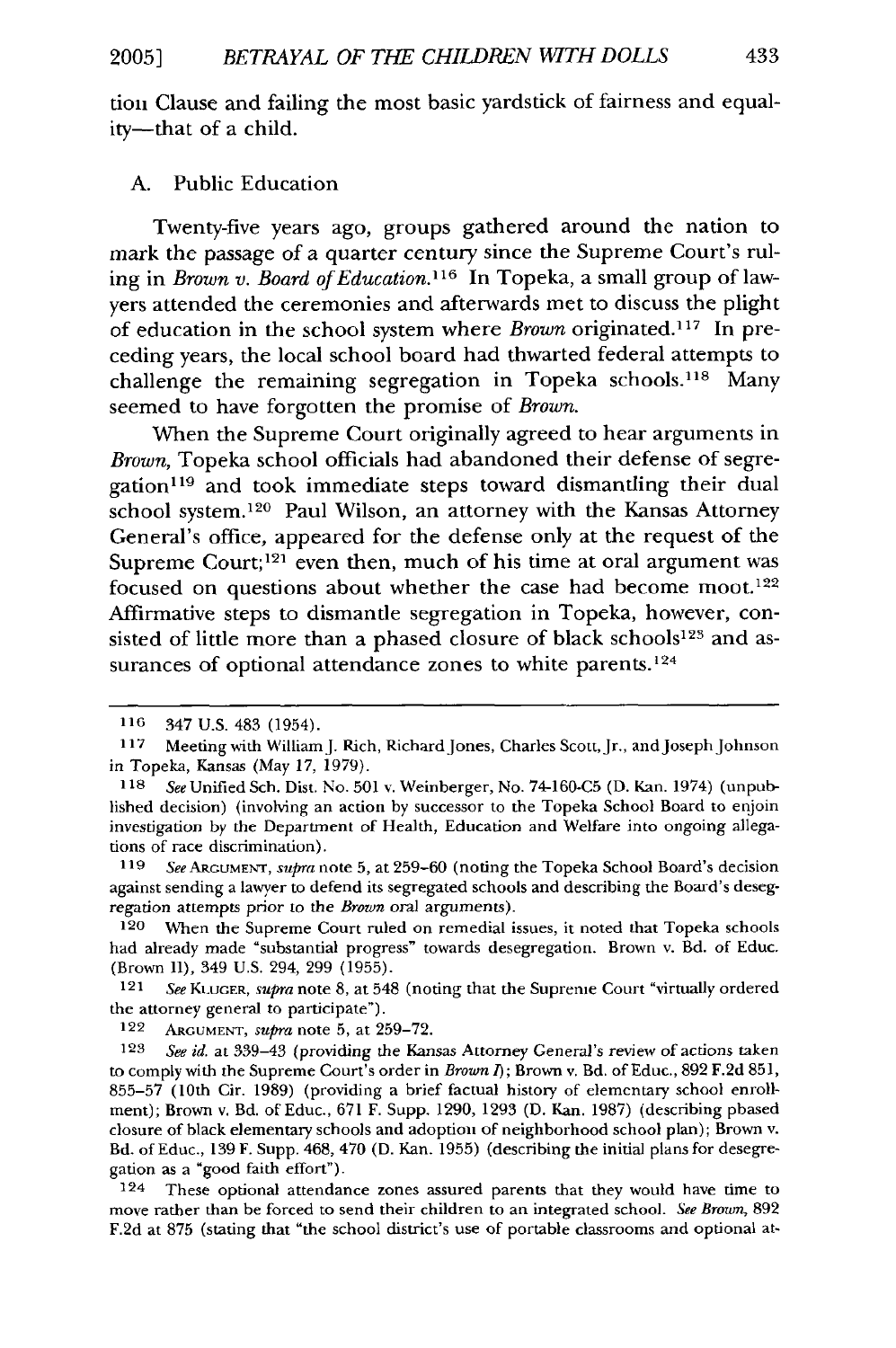tion Clause and failing the most basic yardstick of fairness and equality—that of a child.

## A. Public Education

Twenty-five years ago, groups gathered around the nation to mark the passage of a quarter century since the Supreme Court's ruling in *Brown v. Board of Education*.[116] In Topeka, a small group of lawyers attended the ceremonies and afterwards met to discuss the plight of education in the school system where *Brown* originated.[117] In preceding years, the local school board had thwarted federal attempts to challenge the remaining segregation in Topeka schools.[118] Many seemed to have forgotten the promise of *Brown*.

When the Supreme Court originally agreed to hear arguments in *Brown*, Topeka school officials had abandoned their defense of segregation[119] and took immediate steps toward dismantling their dual school system.[120] Paul Wilson, an attorney with the Kansas Attorney General's office, appeared for the defense only at the request of the Supreme Court;[121] even then, much of his time at oral argument was focused on questions about whether the case had become moot.[122] Affirmative steps to dismantle segregation in Topeka, however, consisted of little more than a phased closure of black schools[123] and assurances of optional attendance zones to white parents.[124]

---

116 347 U.S. 483 (1954).

117 Meeting with William J. Rich, Richard Jones, Charles Scott, Jr., and Joseph Johnson in Topeka, Kansas (May 17, 1979).

118 *See* Unified Sch. Dist. No. 501 v. Weinberger, No. 74-160-C5 (D. Kan. 1974) (unpublished decision) (involving an action by successor to the Topeka School Board to enjoin investigation by the Department of Health, Education and Welfare into ongoing allegations of race discrimination).

119 *See* ARGUMENT, *supra* note 5, at 259–60 (noting the Topeka School Board's decision against sending a lawyer to defend its segregated schools and describing the Board's desegregation attempts prior to the *Brown* oral arguments).

120 When the Supreme Court ruled on remedial issues, it noted that Topeka schools had already made "substantial progress" towards desegregation. Brown v. Bd. of Educ. (Brown II), 349 U.S. 294, 299 (1955).

121 *See* KLUGER, *supra* note 8, at 548 (noting that the Supreme Court "virtually ordered the attorney general to participate").

122 ARGUMENT, *supra* note 5, at 259–72.

123 *See id.* at 339–43 (providing the Kansas Attorney General's review of actions taken to comply with the Supreme Court's order in *Brown I*); Brown v. Bd. of Educ., 892 F.2d 851, 855–57 (10th Cir. 1989) (providing a brief factual history of elementary school enrollment); Brown v. Bd. of Educ., 671 F. Supp. 1290, 1293 (D. Kan. 1987) (describing phased closure of black elementary schools and adoption of neighborhood school plan); Brown v. Bd. of Educ., 139 F. Supp. 468, 470 (D. Kan. 1955) (describing the initial plans for desegregation as a "good faith effort").

124 These optional attendance zones assured parents that they would have time to move rather than be forced to send their children to an integrated school. *See Brown*, 892 F.2d at 875 (stating that "the school district's use of portable classrooms and optional at-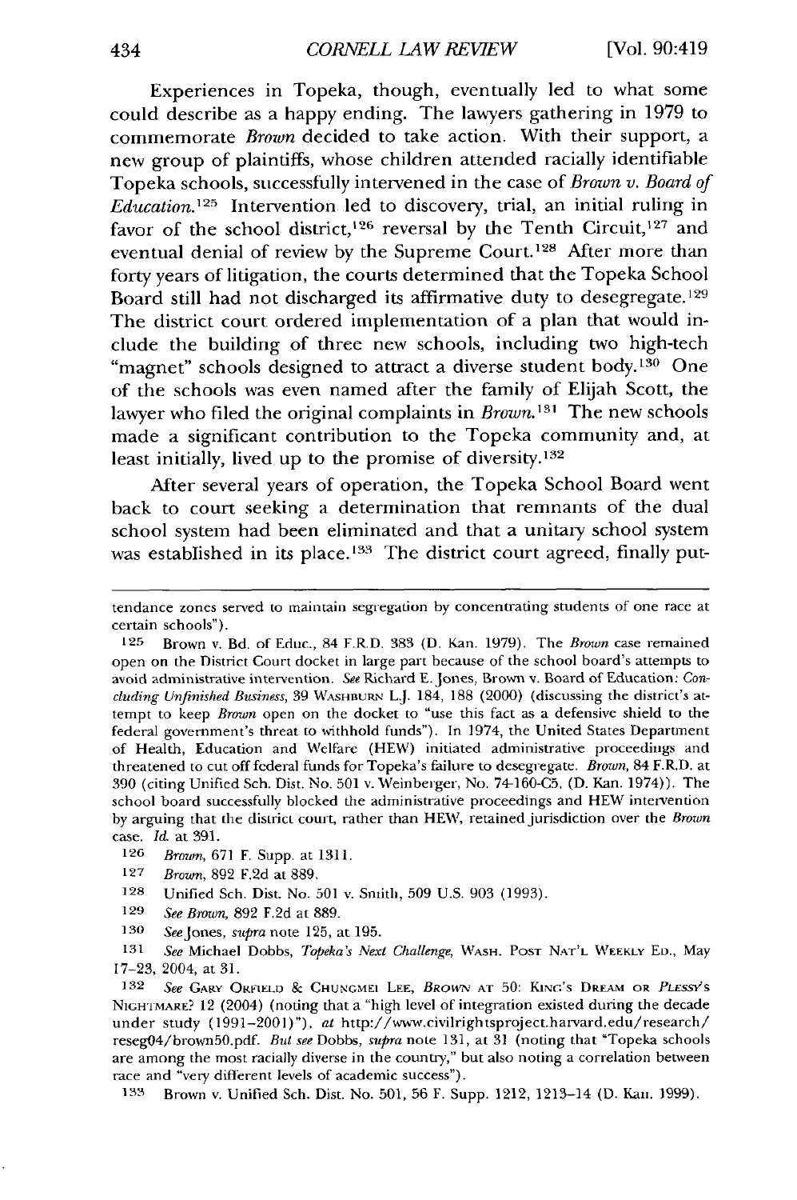Experiences in Topeka, though, eventually led to what some could describe as a happy ending. The lawyers gathering in 1979 to commemorate *Brown* decided to take action. With their support, a new group of plaintiffs, whose children attended racially identifiable Topeka schools, successfully intervened in the case of *Brown v. Board of Education*.[125] Intervention led to discovery, trial, an initial ruling in favor of the school district,[126] reversal by the Tenth Circuit,[127] and eventual denial of review by the Supreme Court.[128] After more than forty years of litigation, the courts determined that the Topeka School Board still had not discharged its affirmative duty to desegregate.[129] The district court ordered implementation of a plan that would include the building of three new schools, including two high-tech "magnet" schools designed to attract a diverse student body.[130] One of the schools was even named after the family of Elijah Scott, the lawyer who filed the original complaints in *Brown*.[131] The new schools made a significant contribution to the Topeka community and, at least initially, lived up to the promise of diversity.[132]

After several years of operation, the Topeka School Board went back to court seeking a determination that remnants of the dual school system had been eliminated and that a unitary school system was established in its place.[133] The district court agreed, finally put-

---

tendance zones served to maintain segregation by concentrating students of one race at certain schools").

[125] Brown v. Bd. of Educ., 84 F.R.D. 383 (D. Kan. 1979). The *Brown* case remained open on the District Court docket in large part because of the school board's attempts to avoid administrative intervention. *See* Richard E. Jones, Brown v. Board of Education: *Concluding Unfinished Business*, 39 WASHBURN L.J. 184, 188 (2000) (discussing the district's attempt to keep *Brown* open on the docket to "use this fact as a defensive shield to the federal government's threat to withhold funds"). In 1974, the United States Department of Health, Education and Welfare (HEW) initiated administrative proceedings and threatened to cut off federal funds for Topeka's failure to desegregate. *Brown*, 84 F.R.D. at 390 (citing Unified Sch. Dist. No. 501 v. Weinberger, No. 74-160-C5, (D. Kan. 1974)). The school board successfully blocked the administrative proceedings and HEW intervention by arguing that the district court, rather than HEW, retained jurisdiction over the *Brown* case. *Id.* at 391.

[126] *Brown*, 671 F. Supp. at 1311.

[127] *Brown*, 892 F.2d at 889.

[128] Unified Sch. Dist. No. 501 v. Smith, 509 U.S. 903 (1993).

[129] *See Brown*, 892 F.2d at 889.

[130] *See* Jones, *supra* note 125, at 195.

[131] *See* Michael Dobbs, *Topeka's Next Challenge*, WASH. POST NAT'L WEEKLY ED., May 17–23, 2004, at 31.

[132] *See* GARY ORFIELD & CHUNGMEI LEE, *BROWN* AT 50: KING'S DREAM OR *PLESSY*'S NIGHTMARE? 12 (2004) (noting that a "high level of integration existed during the decade under study (1991–2001)"), *at* http://www.civilrightsproject.harvard.edu/research/reseg04/brown50.pdf. *But see* Dobbs, *supra* note 131, at 31 (noting that "Topeka schools are among the most racially diverse in the country," but also noting a correlation between race and "very different levels of academic success").

[133] Brown v. Unified Sch. Dist. No. 501, 56 F. Supp. 1212, 1213–14 (D. Kan. 1999).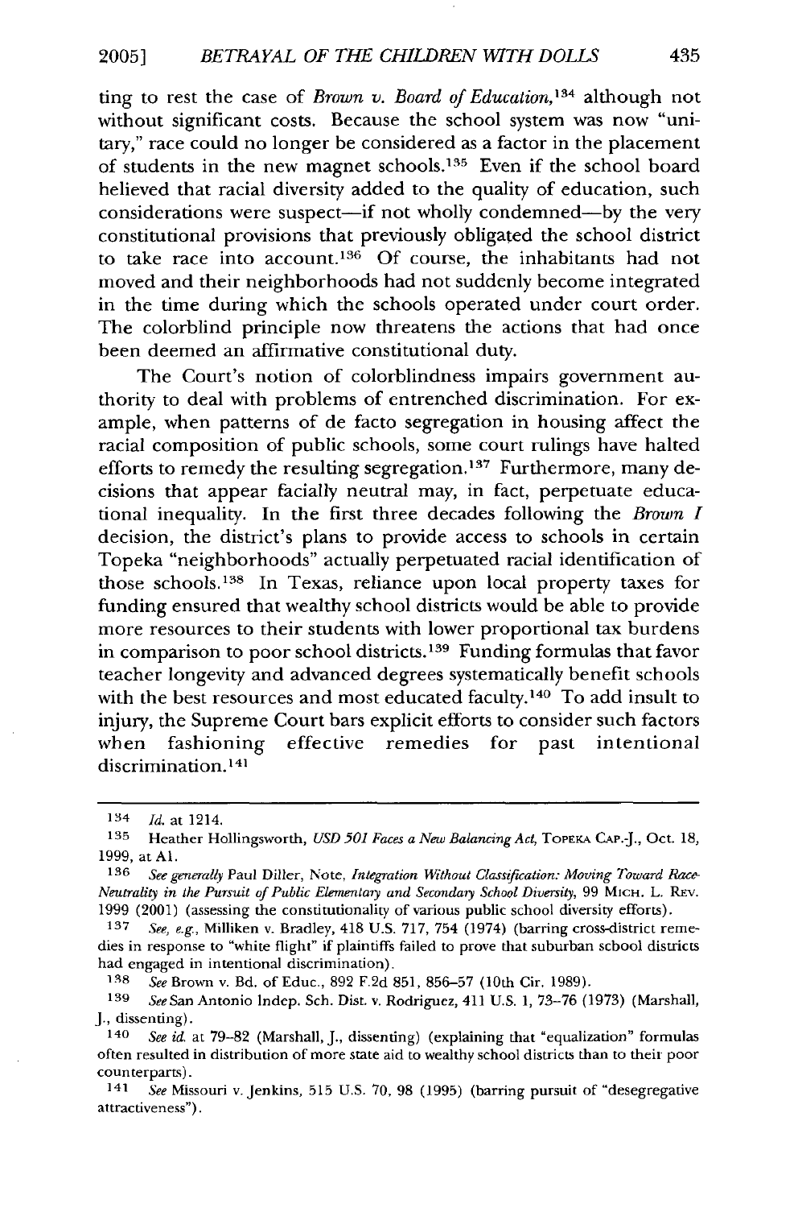ting to rest the case of *Brown v. Board of Education*,[134] although not without significant costs. Because the school system was now "unitary," race could no longer be considered as a factor in the placement of students in the new magnet schools.[135] Even if the school board believed that racial diversity added to the quality of education, such considerations were suspect—if not wholly condemned—by the very constitutional provisions that previously obligated the school district to take race into account.[136] Of course, the inhabitants had not moved and their neighborhoods had not suddenly become integrated in the time during which the schools operated under court order. The colorblind principle now threatens the actions that had once been deemed an affirmative constitutional duty.

The Court's notion of colorblindness impairs government authority to deal with problems of entrenched discrimination. For example, when patterns of de facto segregation in housing affect the racial composition of public schools, some court rulings have halted efforts to remedy the resulting segregation.[137] Furthermore, many decisions that appear facially neutral may, in fact, perpetuate educational inequality. In the first three decades following the *Brown I* decision, the district's plans to provide access to schools in certain Topeka "neighborhoods" actually perpetuated racial identification of those schools.[138] In Texas, reliance upon local property taxes for funding ensured that wealthy school districts would be able to provide more resources to their students with lower proportional tax burdens in comparison to poor school districts.[139] Funding formulas that favor teacher longevity and advanced degrees systematically benefit schools with the best resources and most educated faculty.[140] To add insult to injury, the Supreme Court bars explicit efforts to consider such factors when fashioning effective remedies for past intentional discrimination.[141]

---

[134] *Id.* at 1214.

[135] Heather Hollingsworth, *USD 501 Faces a New Balancing Act*, TOPEKA CAP.-J., Oct. 18, 1999, at A1.

[136] *See generally* Paul Diller, Note, *Integration Without Classification: Moving Toward Race-Neutrality in the Pursuit of Public Elementary and Secondary School Diversity*, 99 MICH. L. REV. 1999 (2001) (assessing the constitutionality of various public school diversity efforts).

[137] *See, e.g.*, Milliken v. Bradley, 418 U.S. 717, 754 (1974) (barring cross-district remedies in response to "white flight" if plaintiffs failed to prove that suburban school districts had engaged in intentional discrimination).

[138] *See* Brown v. Bd. of Educ., 892 F.2d 851, 856–57 (10th Cir. 1989).

[139] *See* San Antonio Indep. Sch. Dist. v. Rodriguez, 411 U.S. 1, 73–76 (1973) (Marshall, J., dissenting).

[140] *See id.* at 79–82 (Marshall, J., dissenting) (explaining that "equalization" formulas often resulted in distribution of more state aid to wealthy school districts than to their poor counterparts).

[141] *See* Missouri v. Jenkins, 515 U.S. 70, 98 (1995) (barring pursuit of "desegregative attractiveness").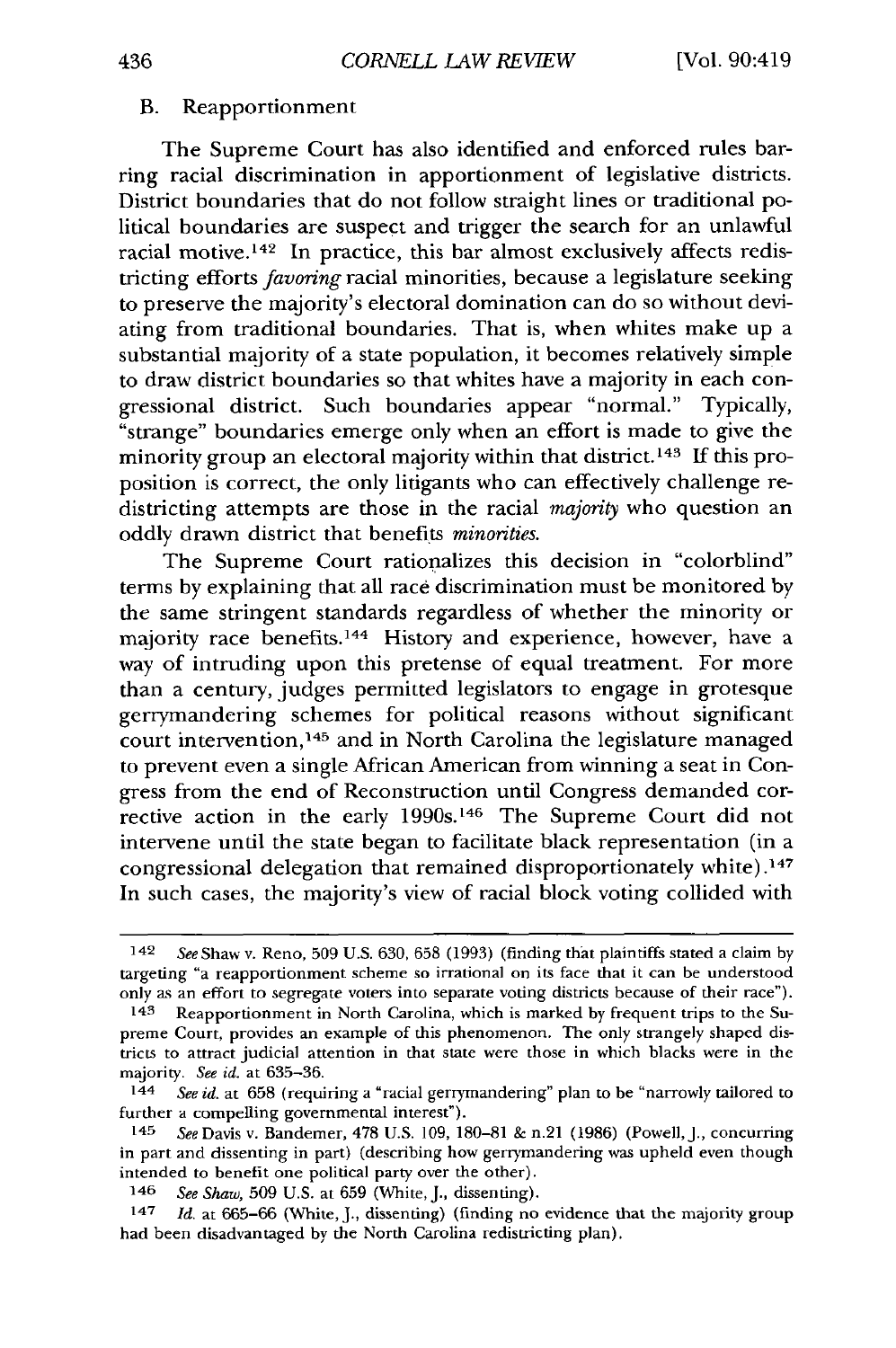### B. Reapportionment

The Supreme Court has also identified and enforced rules barring racial discrimination in apportionment of legislative districts. District boundaries that do not follow straight lines or traditional political boundaries are suspect and trigger the search for an unlawful racial motive.[142] In practice, this bar almost exclusively affects redistricting efforts *favoring* racial minorities, because a legislature seeking to preserve the majority's electoral domination can do so without deviating from traditional boundaries. That is, when whites make up a substantial majority of a state population, it becomes relatively simple to draw district boundaries so that whites have a majority in each congressional district. Such boundaries appear "normal." Typically, "strange" boundaries emerge only when an effort is made to give the minority group an electoral majority within that district.[143] If this proposition is correct, the only litigants who can effectively challenge redistricting attempts are those in the racial *majority* who question an oddly drawn district that benefits *minorities.*

The Supreme Court rationalizes this decision in "colorblind" terms by explaining that all race discrimination must be monitored by the same stringent standards regardless of whether the minority or majority race benefits.[144] History and experience, however, have a way of intruding upon this pretense of equal treatment. For more than a century, judges permitted legislators to engage in grotesque gerrymandering schemes for political reasons without significant court intervention,[145] and in North Carolina the legislature managed to prevent even a single African American from winning a seat in Congress from the end of Reconstruction until Congress demanded corrective action in the early 1990s.[146] The Supreme Court did not intervene until the state began to facilitate black representation (in a congressional delegation that remained disproportionately white).[147] In such cases, the majority's view of racial block voting collided with

---

142 *See* Shaw v. Reno, 509 U.S. 630, 658 (1993) (finding that plaintiffs stated a claim by targeting "a reapportionment scheme so irrational on its face that it can be understood only as an effort to segregate voters into separate voting districts because of their race").

143 Reapportionment in North Carolina, which is marked by frequent trips to the Supreme Court, provides an example of this phenomenon. The only strangely shaped districts to attract judicial attention in that state were those in which blacks were in the majority. *See id.* at 635–36.

144 *See id.* at 658 (requiring a "racial gerrymandering" plan to be "narrowly tailored to further a compelling governmental interest").

145 *See* Davis v. Bandemer, 478 U.S. 109, 180–81 & n.21 (1986) (Powell, J., concurring in part and dissenting in part) (describing how gerrymandering was upheld even though intended to benefit one political party over the other).

146 *See Shaw*, 509 U.S. at 659 (White, J., dissenting).

147 *Id.* at 665–66 (White, J., dissenting) (finding no evidence that the majority group had been disadvantaged by the North Carolina redistricting plan).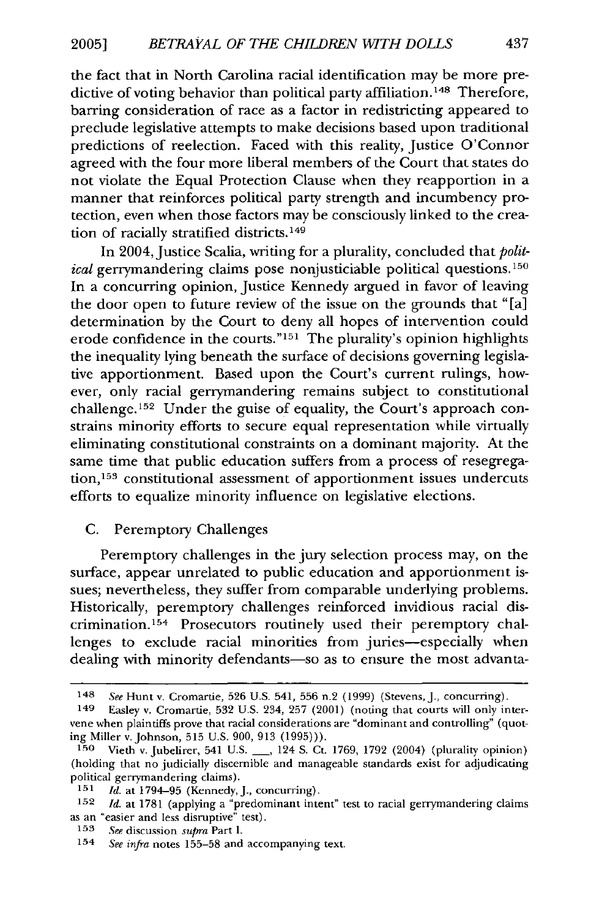the fact that in North Carolina racial identification may be more predictive of voting behavior than political party affiliation.[148] Therefore, barring consideration of race as a factor in redistricting appeared to preclude legislative attempts to make decisions based upon traditional predictions of reelection. Faced with this reality, Justice O'Connor agreed with the four more liberal members of the Court that states do not violate the Equal Protection Clause when they reapportion in a manner that reinforces political party strength and incumbency protection, even when those factors may be consciously linked to the creation of racially stratified districts.[149]

In 2004, Justice Scalia, writing for a plurality, concluded that *political* gerrymandering claims pose nonjusticiable political questions.[150] In a concurring opinion, Justice Kennedy argued in favor of leaving the door open to future review of the issue on the grounds that "[a] determination by the Court to deny all hopes of intervention could erode confidence in the courts."[151] The plurality's opinion highlights the inequality lying beneath the surface of decisions governing legislative apportionment. Based upon the Court's current rulings, however, only racial gerrymandering remains subject to constitutional challenge.[152] Under the guise of equality, the Court's approach constrains minority efforts to secure equal representation while virtually eliminating constitutional constraints on a dominant majority. At the same time that public education suffers from a process of resegregation,[153] constitutional assessment of apportionment issues undercuts efforts to equalize minority influence on legislative elections.

## C. Peremptory Challenges

Peremptory challenges in the jury selection process may, on the surface, appear unrelated to public education and apportionment issues; nevertheless, they suffer from comparable underlying problems. Historically, peremptory challenges reinforced invidious racial discrimination.[154] Prosecutors routinely used their peremptory challenges to exclude racial minorities from juries—especially when dealing with minority defendants—so as to ensure the most advanta-

---

[148] *See* Hunt v. Cromartie, 526 U.S. 541, 556 n.2 (1999) (Stevens, J., concurring).

[149] Easley v. Cromartie, 532 U.S. 234, 257 (2001) (noting that courts will only intervene when plaintiffs prove that racial considerations are "dominant and controlling" (quoting Miller v. Johnson, 515 U.S. 900, 913 (1995))).

[150] Vieth v. Jubelirer, 541 U.S. ___, 124 S. Ct. 1769, 1792 (2004) (plurality opinion) (holding that no judicially discernible and manageable standards exist for adjudicating political gerrymandering claims).

[151] *Id.* at 1794–95 (Kennedy, J., concurring).

[152] *Id.* at 1781 (applying a "predominant intent" test to racial gerrymandering claims as an "easier and less disruptive" test).

[153] *See* discussion *supra* Part I.

[154] *See infra* notes 155–58 and accompanying text.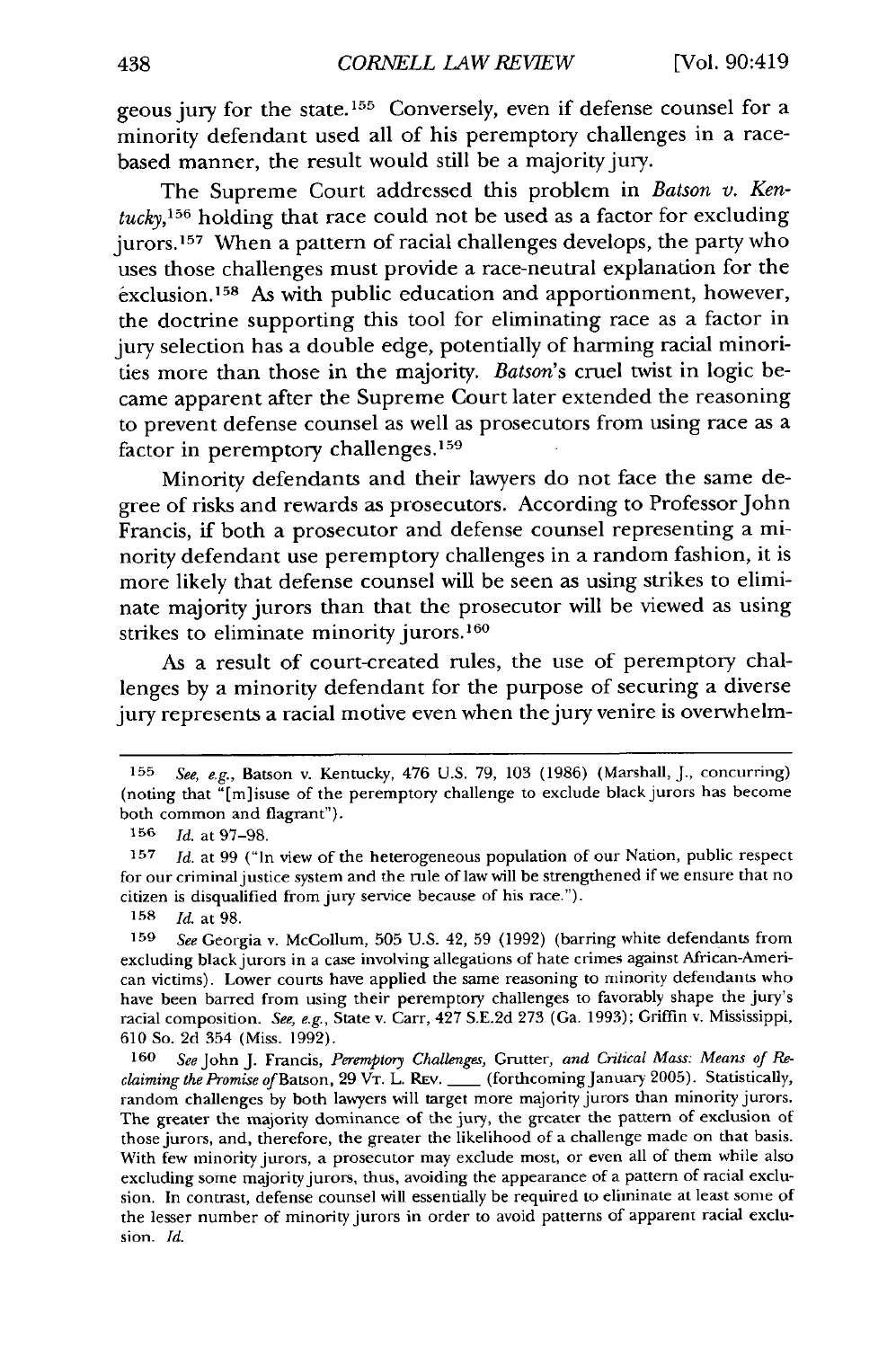geous jury for the state.[155] Conversely, even if defense counsel for a minority defendant used all of his peremptory challenges in a race-based manner, the result would still be a majority jury.

The Supreme Court addressed this problem in *Batson v. Kentucky*,[156] holding that race could not be used as a factor for excluding jurors.[157] When a pattern of racial challenges develops, the party who uses those challenges must provide a race-neutral explanation for the exclusion.[158] As with public education and apportionment, however, the doctrine supporting this tool for eliminating race as a factor in jury selection has a double edge, potentially of harming racial minorities more than those in the majority. *Batson*'s cruel twist in logic became apparent after the Supreme Court later extended the reasoning to prevent defense counsel as well as prosecutors from using race as a factor in peremptory challenges.[159]

Minority defendants and their lawyers do not face the same degree of risks and rewards as prosecutors. According to Professor John Francis, if both a prosecutor and defense counsel representing a minority defendant use peremptory challenges in a random fashion, it is more likely that defense counsel will be seen as using strikes to eliminate majority jurors than that the prosecutor will be viewed as using strikes to eliminate minority jurors.[160]

As a result of court-created rules, the use of peremptory challenges by a minority defendant for the purpose of securing a diverse jury represents a racial motive even when the jury venire is overwhelm-

---

[155] *See, e.g.*, Batson v. Kentucky, 476 U.S. 79, 103 (1986) (Marshall, J., concurring) (noting that "[m]isuse of the peremptory challenge to exclude black jurors has become both common and flagrant").

[156] *Id.* at 97–98.

[157] *Id.* at 99 ("In view of the heterogeneous population of our Nation, public respect for our criminal justice system and the rule of law will be strengthened if we ensure that no citizen is disqualified from jury service because of his race.").

[158] *Id.* at 98.

[159] *See* Georgia v. McCollum, 505 U.S. 42, 59 (1992) (barring white defendants from excluding black jurors in a case involving allegations of hate crimes against African-American victims). Lower courts have applied the same reasoning to minority defendants who have been barred from using their peremptory challenges to favorably shape the jury's racial composition. *See, e.g.*, State v. Carr, 427 S.E.2d 273 (Ga. 1993); Griffin v. Mississippi, 610 So. 2d 354 (Miss. 1992).

[160] *See* John J. Francis, *Peremptory Challenges,* Grutter, *and Critical Mass: Means of Reclaiming the Promise of* Batson, 29 VT. L. REV. ___ (forthcoming January 2005). Statistically, random challenges by both lawyers will target more majority jurors than minority jurors. The greater the majority dominance of the jury, the greater the pattern of exclusion of those jurors, and, therefore, the greater the likelihood of a challenge made on that basis. With few minority jurors, a prosecutor may exclude most, or even all of them while also excluding some majority jurors, thus, avoiding the appearance of a pattern of racial exclusion. In contrast, defense counsel will essentially be required to eliminate at least some of the lesser number of minority jurors in order to avoid patterns of apparent racial exclusion. *Id.*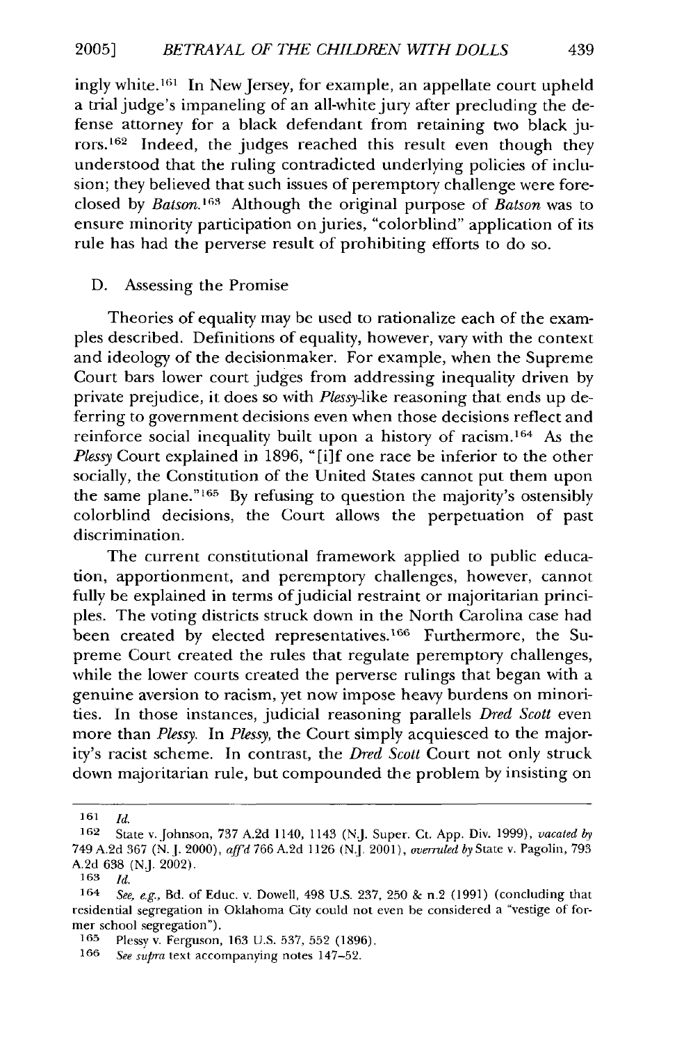ingly white.[161] In New Jersey, for example, an appellate court upheld a trial judge's impaneling of an all-white jury after precluding the defense attorney for a black defendant from retaining two black jurors.[162] Indeed, the judges reached this result even though they understood that the ruling contradicted underlying policies of inclusion; they believed that such issues of peremptory challenge were foreclosed by *Batson*.[163] Although the original purpose of *Batson* was to ensure minority participation on juries, "colorblind" application of its rule has had the perverse result of prohibiting efforts to do so.

### D. Assessing the Promise

Theories of equality may be used to rationalize each of the examples described. Definitions of equality, however, vary with the context and ideology of the decisionmaker. For example, when the Supreme Court bars lower court judges from addressing inequality driven by private prejudice, it does so with *Plessy*-like reasoning that ends up deferring to government decisions even when those decisions reflect and reinforce social inequality built upon a history of racism.[164] As the *Plessy* Court explained in 1896, "[i]f one race be inferior to the other socially, the Constitution of the United States cannot put them upon the same plane."[165] By refusing to question the majority's ostensibly colorblind decisions, the Court allows the perpetuation of past discrimination.

The current constitutional framework applied to public education, apportionment, and peremptory challenges, however, cannot fully be explained in terms of judicial restraint or majoritarian principles. The voting districts struck down in the North Carolina case had been created by elected representatives.[166] Furthermore, the Supreme Court created the rules that regulate peremptory challenges, while the lower courts created the perverse rulings that began with a genuine aversion to racism, yet now impose heavy burdens on minorities. In those instances, judicial reasoning parallels *Dred Scott* even more than *Plessy*. In *Plessy*, the Court simply acquiesced to the majority's racist scheme. In contrast, the *Dred Scott* Court not only struck down majoritarian rule, but compounded the problem by insisting on

---

161 *Id.*

162 State v. Johnson, 737 A.2d 1140, 1143 (N.J. Super. Ct. App. Div. 1999), *vacated by* 749 A.2d 367 (N.J. 2000), *aff'd* 766 A.2d 1126 (N.J. 2001), *overruled by* State v. Pagolin, 793 A.2d 638 (N.J. 2002).

163 *Id.*

164 *See, e.g.*, Bd. of Educ. v. Dowell, 498 U.S. 237, 250 & n.2 (1991) (concluding that residential segregation in Oklahoma City could not even be considered a "vestige of former school segregation").

165 Plessy v. Ferguson, 163 U.S. 537, 552 (1896).

166 *See supra* text accompanying notes 147–52.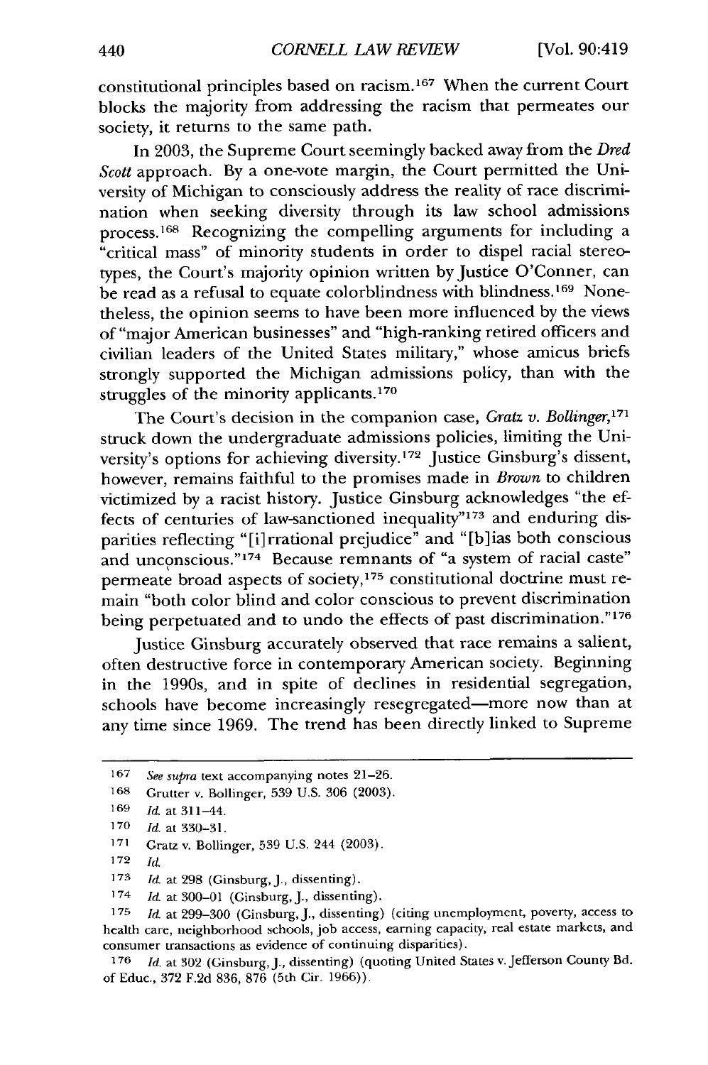constitutional principles based on racism.[167] When the current Court blocks the majority from addressing the racism that permeates our society, it returns to the same path.

In 2003, the Supreme Court seemingly backed away from the *Dred Scott* approach. By a one-vote margin, the Court permitted the University of Michigan to consciously address the reality of race discrimination when seeking diversity through its law school admissions process.[168] Recognizing the compelling arguments for including a "critical mass" of minority students in order to dispel racial stereotypes, the Court's majority opinion written by Justice O'Conner, can be read as a refusal to equate colorblindness with blindness.[169] Nonetheless, the opinion seems to have been more influenced by the views of "major American businesses" and "high-ranking retired officers and civilian leaders of the United States military," whose amicus briefs strongly supported the Michigan admissions policy, than with the struggles of the minority applicants.[170]

The Court's decision in the companion case, *Gratz v. Bollinger*,[171] struck down the undergraduate admissions policies, limiting the University's options for achieving diversity.[172] Justice Ginsburg's dissent, however, remains faithful to the promises made in *Brown* to children victimized by a racist history. Justice Ginsburg acknowledges "the effects of centuries of law-sanctioned inequality"[173] and enduring disparities reflecting "[i]rrational prejudice" and "[b]ias both conscious and unconscious."[174] Because remnants of "a system of racial caste" permeate broad aspects of society,[175] constitutional doctrine must remain "both color blind and color conscious to prevent discrimination being perpetuated and to undo the effects of past discrimination."[176]

Justice Ginsburg accurately observed that race remains a salient, often destructive force in contemporary American society. Beginning in the 1990s, and in spite of declines in residential segregation, schools have become increasingly resegregated—more now than at any time since 1969. The trend has been directly linked to Supreme

---

[167] *See supra* text accompanying notes 21–26.

[168] Grutter v. Bollinger, 539 U.S. 306 (2003).

[169] *Id.* at 311–44.

[170] *Id.* at 330–31.

[171] Gratz v. Bollinger, 539 U.S. 244 (2003).

[172] *Id.*

[173] *Id.* at 298 (Ginsburg, J., dissenting).

[174] *Id.* at 300–01 (Ginsburg, J., dissenting).

[175] *Id.* at 299–300 (Ginsburg, J., dissenting) (citing unemployment, poverty, access to health care, neighborhood schools, job access, earning capacity, real estate markets, and consumer transactions as evidence of continuing disparities).

[176] *Id.* at 302 (Ginsburg, J., dissenting) (quoting United States v. Jefferson County Bd. of Educ., 372 F.2d 836, 876 (5th Cir. 1966)).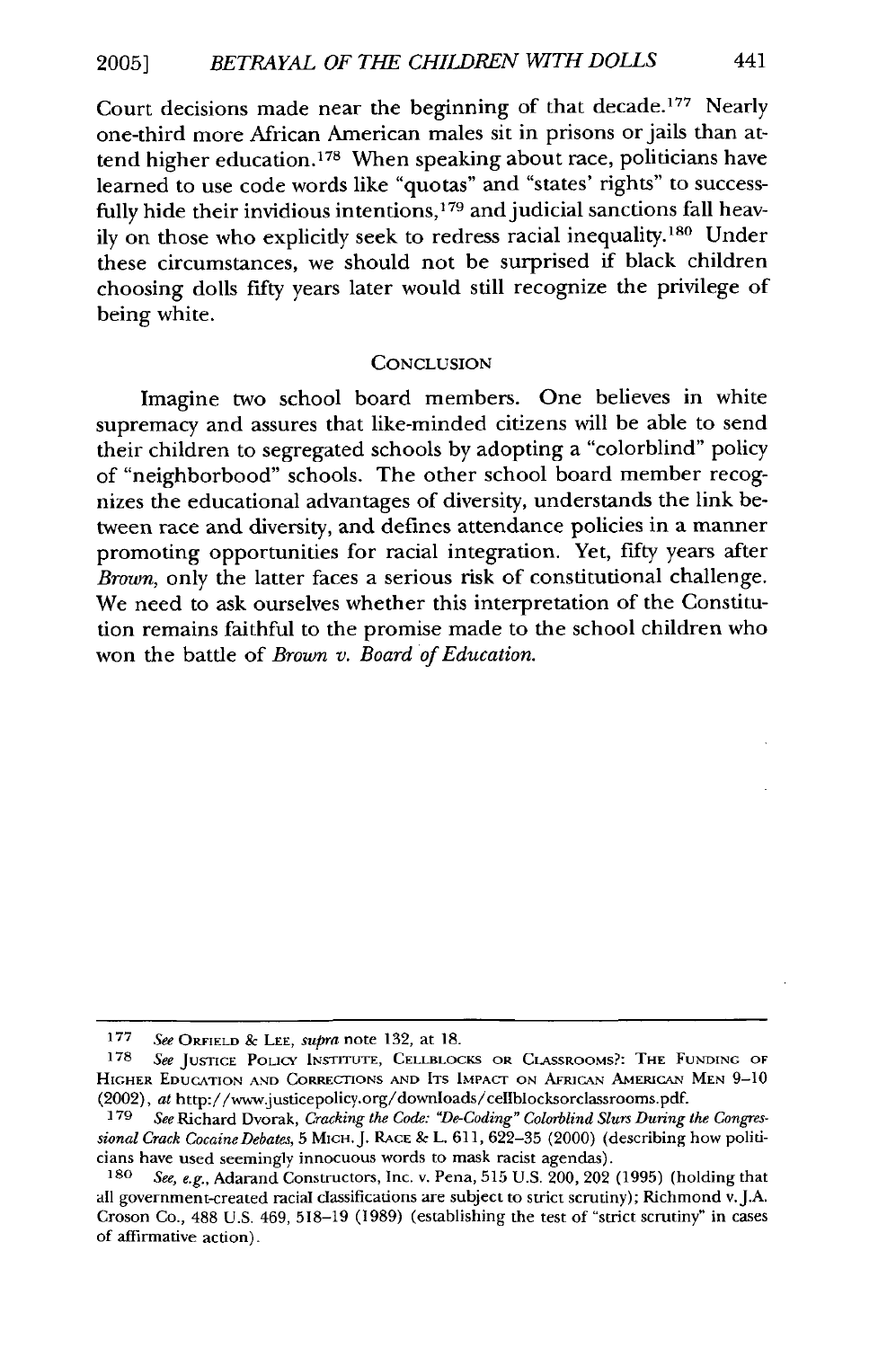Court decisions made near the beginning of that decade.[177] Nearly one-third more African American males sit in prisons or jails than attend higher education.[178] When speaking about race, politicians have learned to use code words like "quotas" and "states' rights" to successfully hide their invidious intentions,[179] and judicial sanctions fall heavily on those who explicitly seek to redress racial inequality.[180] Under these circumstances, we should not be surprised if black children choosing dolls fifty years later would still recognize the privilege of being white.

## CONCLUSION

Imagine two school board members. One believes in white supremacy and assures that like-minded citizens will be able to send their children to segregated schools by adopting a "colorblind" policy of "neighborbood" schools. The other school board member recognizes the educational advantages of diversity, understands the link between race and diversity, and defines attendance policies in a manner promoting opportunities for racial integration. Yet, fifty years after *Brown*, only the latter faces a serious risk of constitutional challenge. We need to ask ourselves whether this interpretation of the Constitution remains faithful to the promise made to the school children who won the battle of *Brown v. Board of Education.*

---

[177] *See* ORFIELD & LEE, *supra* note 132, at 18.

[178] *See* JUSTICE POLICY INSTITUTE, CELLBLOCKS OR CLASSROOMS?: THE FUNDING OF HIGHER EDUCATION AND CORRECTIONS AND ITS IMPACT ON AFRICAN AMERICAN MEN 9–10 (2002), *at* http://www.justicepolicy.org/downloads/cellblocksorclassrooms.pdf.

[179] *See* Richard Dvorak, *Cracking the Code: "De-Coding" Colorblind Slurs During the Congressional Crack Cocaine Debates*, 5 MICH. J. RACE & L. 611, 622–35 (2000) (describing how politicians have used seemingly innocuous words to mask racist agendas).

[180] *See, e.g.*, Adarand Constructors, Inc. v. Pena, 515 U.S. 200, 202 (1995) (holding that all government-created racial classifications are subject to strict scrutiny); Richmond v. J.A. Croson Co., 488 U.S. 469, 518–19 (1989) (establishing the test of "strict scrutiny" in cases of affirmative action).